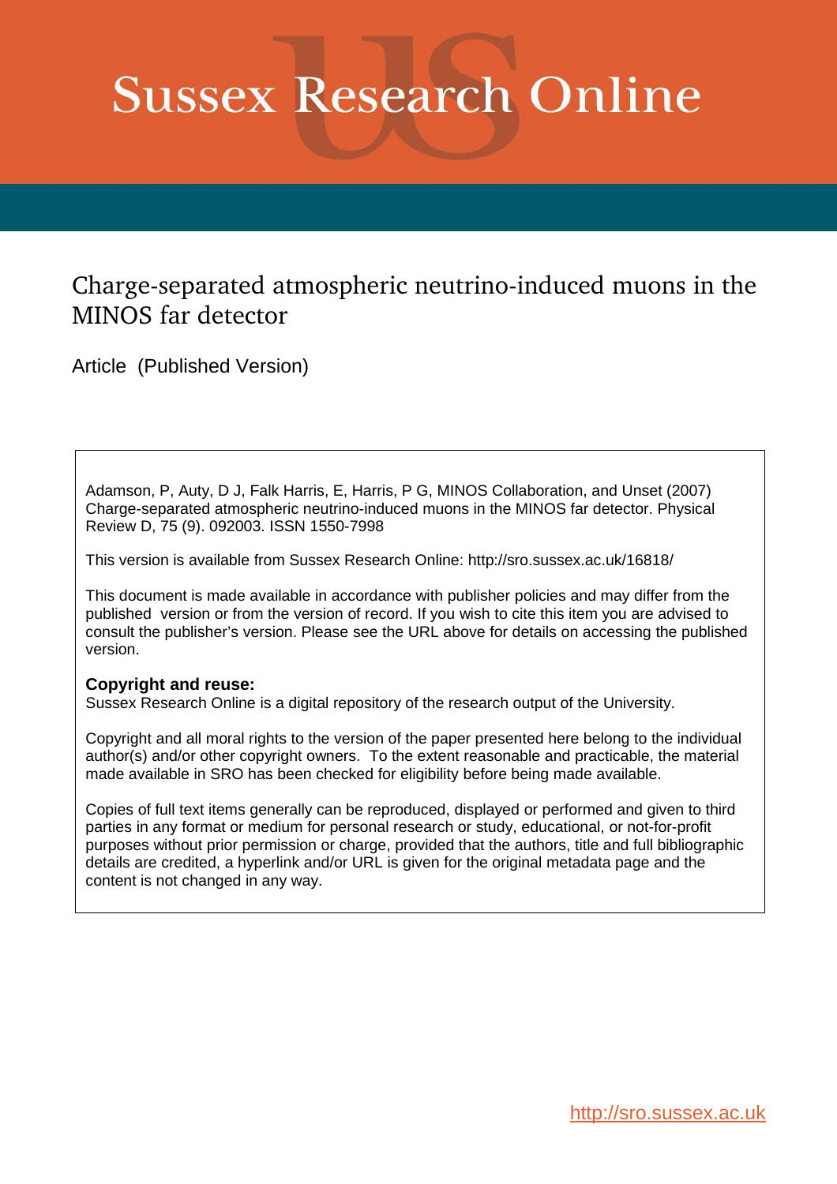# Sussex Research Online

## Charge-separated atmospheric neutrino-induced muons in the MINOS far detector

Article (Published Version)

Adamson, P, Auty, D J, Falk Harris, E, Harris, P G, MINOS Collaboration, and Unset (2007) Charge-separated atmospheric neutrino-induced muons in the MINOS far detector. Physical Review D, 75 (9). 092003. ISSN 1550-7998

This version is available from Sussex Research Online: http://sro.sussex.ac.uk/16818/

This document is made available in accordance with publisher policies and may differ from the published version or from the version of record. If you wish to cite this item you are advised to consult the publisher's version. Please see the URL above for details on accessing the published version.

**Copyright and reuse:**
Sussex Research Online is a digital repository of the research output of the University.

Copyright and all moral rights to the version of the paper presented here belong to the individual author(s) and/or other copyright owners. To the extent reasonable and practicable, the material made available in SRO has been checked for eligibility before being made available.

Copies of full text items generally can be reproduced, displayed or performed and given to third parties in any format or medium for personal research or study, educational, or not-for-profit purposes without prior permission or charge, provided that the authors, title and full bibliographic details are credited, a hyperlink and/or URL is given for the original metadata page and the content is not changed in any way.

http://sro.sussex.ac.uk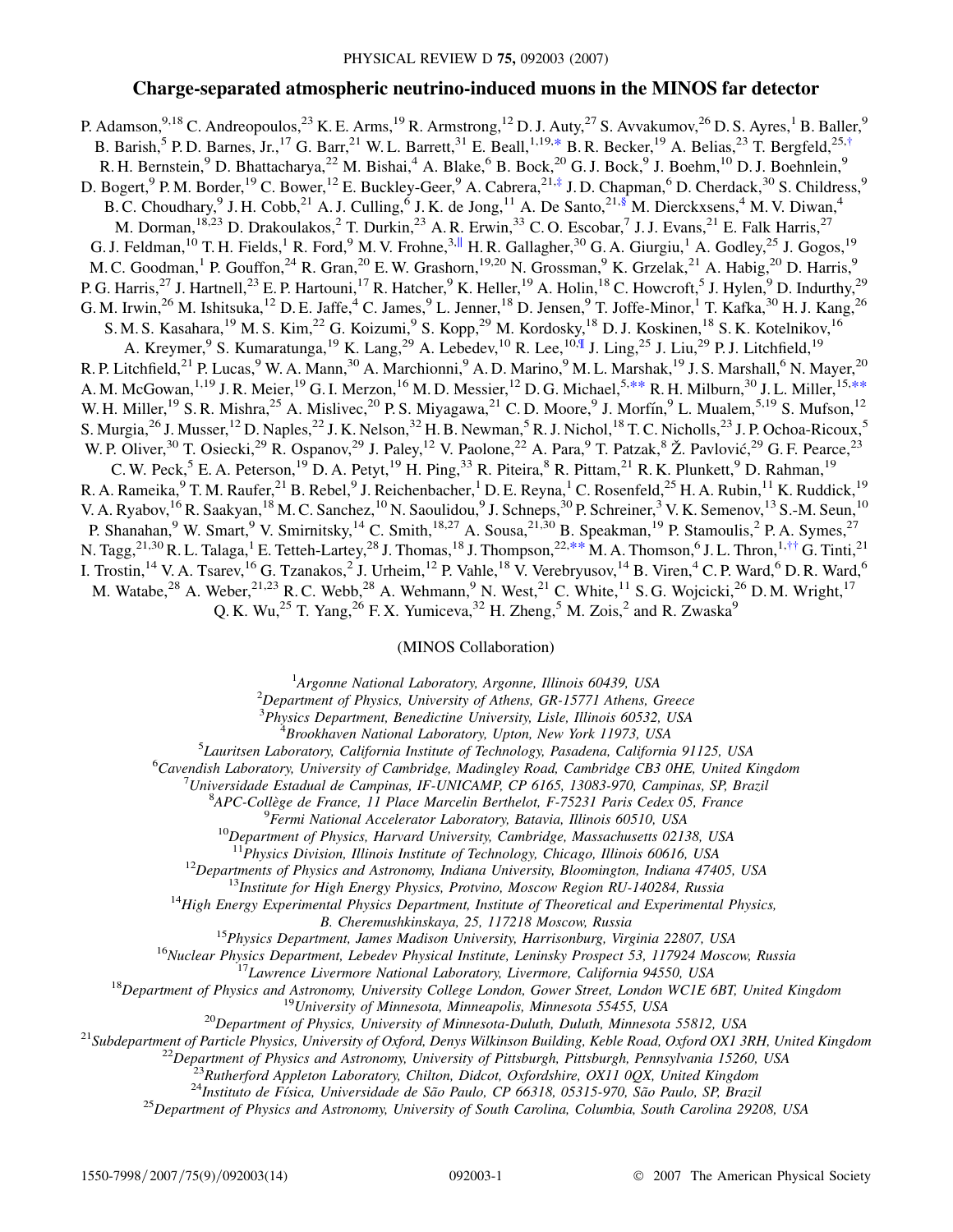# Charge-separated atmospheric neutrino-induced muons in the MINOS far detector

P. Adamson,[9,18] C. Andreopoulos,[23] K. E. Arms,[19] R. Armstrong,[12] D. J. Auty,[27] S. Avvakumov,[26] D. S. Ayres,[1] B. Baller,[9] B. Barish,[5] P. D. Barnes, Jr.,[17] G. Barr,[21] W. L. Barrett,[31] E. Beall,[1,19,*] B. R. Becker,[19] A. Belias,[23] T. Bergfeld,[25,†] R. H. Bernstein,[9] D. Bhattacharya,[22] M. Bishai,[4] A. Blake,[6] B. Bock,[20] G. J. Bock,[9] J. Boehm,[10] D. J. Boehnlein,[9] D. Bogert,[9] P. M. Border,[19] C. Bower,[12] E. Buckley-Geer,[9] A. Cabrera,[21,‡] J. D. Chapman,[6] D. Cherdack,[30] S. Childress,[9] B. C. Choudhary,[9] J. H. Cobb,[21] A. J. Culling,[6] J. K. de Jong,[11] A. De Santo,[21,§] M. Dierckxsens,[4] M. V. Diwan,[4] M. Dorman,[18,23] D. Drakoulakos,[2] T. Durkin,[23] A. R. Erwin,[33] C. O. Escobar,[7] J. J. Evans,[21] E. Falk Harris,[27] G. J. Feldman,[10] T. H. Fields,[1] R. Ford,[9] M. V. Frohne,[3,∥] H. R. Gallagher,[30] G. A. Giurgiu,[1] A. Godley,[25] J. Gogos,[19] M. C. Goodman,[1] P. Gouffon,[24] R. Gran,[20] E. W. Grashorn,[19,20] N. Grossman,[9] K. Grzelak,[21] A. Habig,[20] D. Harris,[9] P. G. Harris,[27] J. Hartnell,[23] E. P. Hartouni,[17] R. Hatcher,[9] K. Heller,[19] A. Holin,[18] C. Howcroft,[5] J. Hylen,[9] D. Indurthy,[29] G. M. Irwin,[26] M. Ishitsuka,[12] D. E. Jaffe,[4] C. James,[9] L. Jenner,[18] D. Jensen,[9] T. Joffe-Minor,[1] T. Kafka,[30] H. J. Kang,[26] S. M. S. Kasahara,[19] M. S. Kim,[22] G. Koizumi,[9] S. Kopp,[29] M. Kordosky,[18] D. J. Koskinen,[18] S. K. Kotelnikov,[16] A. Kreymer,[9] S. Kumaratunga,[19] K. Lang,[29] A. Lebedev,[10] R. Lee,[10,¶] J. Ling,[25] J. Liu,[29] P. J. Litchfield,[19] R. P. Litchfield,[21] P. Lucas,[9] W. A. Mann,[30] A. Marchionni,[9] A. D. Marino,[9] M. L. Marshak,[19] J. S. Marshall,[6] N. Mayer,[20] A. M. McGowan,[1,19] J. R. Meier,[19] G. I. Merzon,[16] M. D. Messier,[12] D. G. Michael,[5,**] R. H. Milburn,[30] J. L. Miller,[15,**] W. H. Miller,[19] S. R. Mishra,[25] A. Mislivec,[20] P. S. Miyagawa,[21] C. D. Moore,[9] J. Morfín,[9] L. Mualem,[5,19] S. Mufson,[12] S. Murgia,[26] J. Musser,[12] D. Naples,[22] J. K. Nelson,[32] H. B. Newman,[5] R. J. Nichol,[18] T. C. Nicholls,[23] J. P. Ochoa-Ricoux,[5] W. P. Oliver,[30] T. Osiecki,[29] R. Ospanov,[29] J. Paley,[12] V. Paolone,[22] A. Para,[9] T. Patzak,[8] Ž. Pavlović,[29] G. F. Pearce,[23] C. W. Peck,[5] E. A. Peterson,[19] D. A. Petyt,[19] H. Ping,[33] R. Piteira,[8] R. Pittam,[21] R. K. Plunkett,[9] D. Rahman,[19] R. A. Rameika,[9] T. M. Raufer,[21] B. Rebel,[9] J. Reichenbacher,[1] D. E. Reyna,[1] C. Rosenfeld,[25] H. A. Rubin,[11] K. Ruddick,[19] V. A. Ryabov,[16] R. Saakyan,[18] M. C. Sanchez,[10] N. Saoulidou,[9] J. Schneps,[30] P. Schreiner,[3] V. K. Semenov,[13] S.-M. Seun,[10] P. Shanahan,[9] W. Smart,[9] V. Smirnitsky,[14] C. Smith,[18,27] A. Sousa,[21,30] B. Speakman,[19] P. Stamoulis,[2] P. A. Symes,[27] N. Tagg,[21,30] R. L. Talaga,[1] E. Tetteh-Lartey,[28] J. Thomas,[18] J. Thompson,[22,**] M. A. Thomson,[6] J. L. Thron,[1,††] G. Tinti,[21] I. Trostin,[14] V. A. Tsarev,[16] G. Tzanakos,[2] J. Urheim,[12] P. Vahle,[18] V. Verebryusov,[14] B. Viren,[4] C. P. Ward,[6] D. R. Ward,[6] M. Watabe,[28] A. Weber,[21,23] R. C. Webb,[28] A. Wehmann,[9] N. West,[21] C. White,[11] S. G. Wojcicki,[26] D. M. Wright,[17] Q. K. Wu,[25] T. Yang,[26] F. X. Yumiceva,[32] H. Zheng,[5] M. Zois,[2] and R. Zwaska[9]

(MINOS Collaboration)

[1] *Argonne National Laboratory, Argonne, Illinois 60439, USA*
[2] *Department of Physics, University of Athens, GR-15771 Athens, Greece*
[3] *Physics Department, Benedictine University, Lisle, Illinois 60532, USA*
[4] *Brookhaven National Laboratory, Upton, New York 11973, USA*
[5] *Lauritsen Laboratory, California Institute of Technology, Pasadena, California 91125, USA*
[6] *Cavendish Laboratory, University of Cambridge, Madingley Road, Cambridge CB3 0HE, United Kingdom*
[7] *Universidade Estadual de Campinas, IF-UNICAMP, CP 6165, 13083-970, Campinas, SP, Brazil*
[8] *APC-Collège de France, 11 Place Marcelin Berthelot, F-75231 Paris Cedex 05, France*
[9] *Fermi National Accelerator Laboratory, Batavia, Illinois 60510, USA*
[10] *Department of Physics, Harvard University, Cambridge, Massachusetts 02138, USA*
[11] *Physics Division, Illinois Institute of Technology, Chicago, Illinois 60616, USA*
[12] *Departments of Physics and Astronomy, Indiana University, Bloomington, Indiana 47405, USA*
[13] *Institute for High Energy Physics, Protvino, Moscow Region RU-140284, Russia*
[14] *High Energy Experimental Physics Department, Institute of Theoretical and Experimental Physics, B. Cheremushkinskaya, 25, 117218 Moscow, Russia*
[15] *Physics Department, James Madison University, Harrisonburg, Virginia 22807, USA*
[16] *Nuclear Physics Department, Lebedev Physical Institute, Leninsky Prospect 53, 117924 Moscow, Russia*
[17] *Lawrence Livermore National Laboratory, Livermore, California 94550, USA*
[18] *Department of Physics and Astronomy, University College London, Gower Street, London WC1E 6BT, United Kingdom*
[19] *University of Minnesota, Minneapolis, Minnesota 55455, USA*
[20] *Department of Physics, University of Minnesota-Duluth, Duluth, Minnesota 55812, USA*
[21] *Subdepartment of Particle Physics, University of Oxford, Denys Wilkinson Building, Keble Road, Oxford OX1 3RH, United Kingdom*
[22] *Department of Physics and Astronomy, University of Pittsburgh, Pittsburgh, Pennsylvania 15260, USA*
[23] *Rutherford Appleton Laboratory, Chilton, Didcot, Oxfordshire, OX11 0QX, United Kingdom*
[24] *Instituto de Física, Universidade de São Paulo, CP 66318, 05315-970, São Paulo, SP, Brazil*
[25] *Department of Physics and Astronomy, University of South Carolina, Columbia, South Carolina 29208, USA*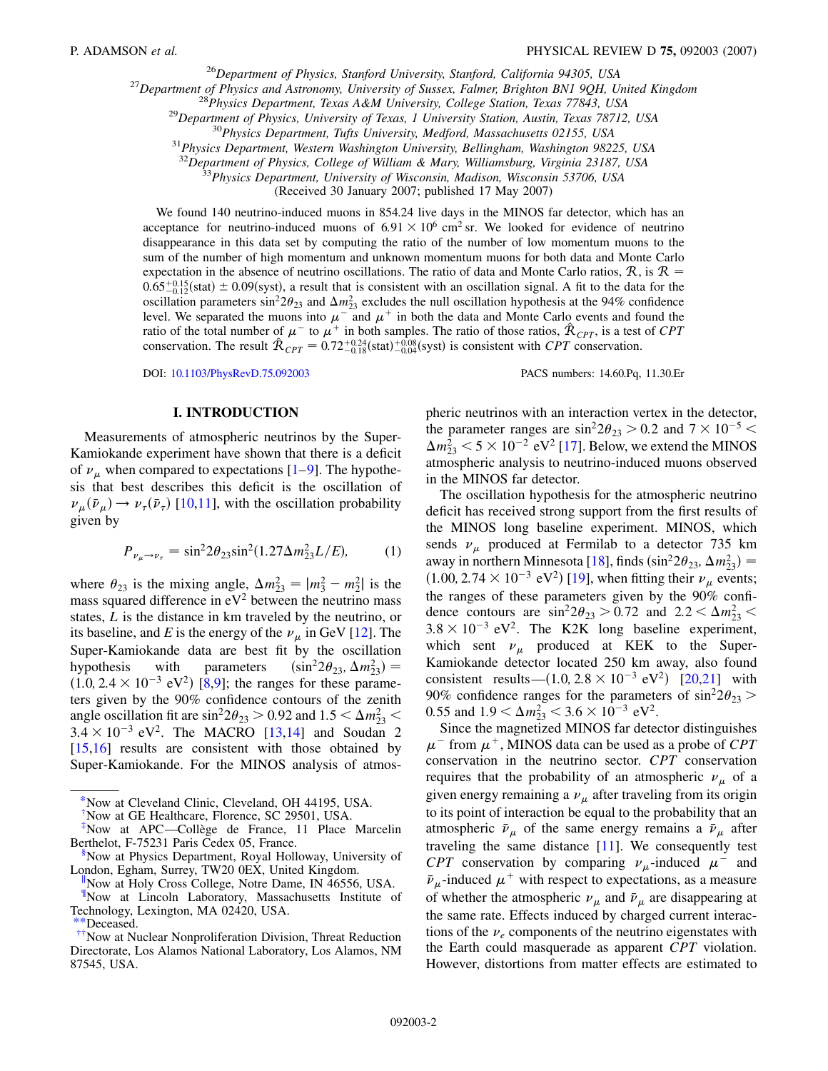[26]Department of Physics, Stanford University, Stanford, California 94305, USA
[27]Department of Physics and Astronomy, University of Sussex, Falmer, Brighton BN1 9QH, United Kingdom
[28]Physics Department, Texas A&M University, College Station, Texas 77843, USA
[29]Department of Physics, University of Texas, 1 University Station, Austin, Texas 78712, USA
[30]Physics Department, Tufts University, Medford, Massachusetts 02155, USA
[31]Physics Department, Western Washington University, Bellingham, Washington 98225, USA
[32]Department of Physics, College of William & Mary, Williamsburg, Virginia 23187, USA
[33]Physics Department, University of Wisconsin, Madison, Wisconsin 53706, USA
(Received 30 January 2007; published 17 May 2007)

We found 140 neutrino-induced muons in 854.24 live days in the MINOS far detector, which has an acceptance for neutrino-induced muons of $6.91 \times 10^6$ cm$^2$ sr. We looked for evidence of neutrino disappearance in this data set by computing the ratio of the number of low momentum muons to the sum of the number of high momentum and unknown momentum muons for both data and Monte Carlo expectation in the absence of neutrino oscillations. The ratio of data and Monte Carlo ratios, $\mathcal{R}$, is $\mathcal{R} = 0.65^{+0.15}_{-0.12}(\text{stat}) \pm 0.09(\text{syst})$, a result that is consistent with an oscillation signal. A fit to the data for the oscillation parameters $\sin^2 2\theta_{23}$ and $\Delta m^2_{23}$ excludes the null oscillation hypothesis at the 94% confidence level. We separated the muons into $\mu^-$ and $\mu^+$ in both the data and Monte Carlo events and found the ratio of the total number of $\mu^-$ to $\mu^+$ in both samples. The ratio of those ratios, $\hat{\mathcal{R}}_{CPT}$, is a test of *CPT* conservation. The result $\hat{\mathcal{R}}_{CPT} = 0.72^{+0.24}_{-0.18}(\text{stat})^{+0.08}_{-0.04}(\text{syst})$ is consistent with *CPT* conservation.

DOI: 10.1103/PhysRevD.75.092003 PACS numbers: 14.60.Pq, 11.30.Er

## I. INTRODUCTION

Measurements of atmospheric neutrinos by the Super-Kamiokande experiment have shown that there is a deficit of $\nu_\mu$ when compared to expectations [1–9]. The hypothesis that best describes this deficit is the oscillation of $\nu_\mu(\bar{\nu}_\mu) \rightarrow \nu_\tau(\bar{\nu}_\tau)$ [10,11], with the oscillation probability given by

$$P_{\nu_\mu \rightarrow \nu_\tau} = \sin^2 2\theta_{23} \sin^2(1.27 \Delta m^2_{23} L/E), \tag{1}$$

where $\theta_{23}$ is the mixing angle, $\Delta m^2_{23} = |m^2_3 - m^2_2|$ is the mass squared difference in eV$^2$ between the neutrino mass states, $L$ is the distance in km traveled by the neutrino, or its baseline, and $E$ is the energy of the $\nu_\mu$ in GeV [12]. The Super-Kamiokande data are best fit by the oscillation hypothesis with parameters $(\sin^2 2\theta_{23}, \Delta m^2_{23}) = (1.0, 2.4 \times 10^{-3}\ \text{eV}^2)$ [8,9]; the ranges for these parameters given by the 90% confidence contours of the zenith angle oscillation fit are $\sin^2 2\theta_{23} > 0.92$ and $1.5 < \Delta m^2_{23} < 3.4 \times 10^{-3}\ \text{eV}^2$. The MACRO [13,14] and Soudan 2 [15,16] results are consistent with those obtained by Super-Kamiokande. For the MINOS analysis of atmospheric neutrinos with an interaction vertex in the detector, the parameter ranges are $\sin^2 2\theta_{23} > 0.2$ and $7 \times 10^{-5} < \Delta m^2_{23} < 5 \times 10^{-2}\ \text{eV}^2$ [17]. Below, we extend the MINOS atmospheric analysis to neutrino-induced muons observed in the MINOS far detector.

The oscillation hypothesis for the atmospheric neutrino deficit has received strong support from the first results of the MINOS long baseline experiment. MINOS, which sends $\nu_\mu$ produced at Fermilab to a detector 735 km away in northern Minnesota [18], finds $(\sin^2 2\theta_{23}, \Delta m^2_{23}) = (1.00, 2.74 \times 10^{-3}\ \text{eV}^2)$ [19], when fitting their $\nu_\mu$ events; the ranges of these parameters given by the 90% confidence contours are $\sin^2 2\theta_{23} > 0.72$ and $2.2 < \Delta m^2_{23} < 3.8 \times 10^{-3}\ \text{eV}^2$. The K2K long baseline experiment, which sent $\nu_\mu$ produced at KEK to the Super-Kamiokande detector located 250 km away, also found consistent results—$(1.0, 2.8 \times 10^{-3}\ \text{eV}^2)$ [20,21] with 90% confidence ranges for the parameters of $\sin^2 2\theta_{23} > 0.55$ and $1.9 < \Delta m^2_{23} < 3.6 \times 10^{-3}\ \text{eV}^2$.

Since the magnetized MINOS far detector distinguishes $\mu^-$ from $\mu^+$, MINOS data can be used as a probe of *CPT* conservation in the neutrino sector. *CPT* conservation requires that the probability of an atmospheric $\nu_\mu$ of a given energy remaining a $\nu_\mu$ after traveling from its origin to its point of interaction be equal to the probability that an atmospheric $\bar{\nu}_\mu$ of the same energy remains a $\bar{\nu}_\mu$ after traveling the same distance [11]. We consequently test *CPT* conservation by comparing $\nu_\mu$-induced $\mu^-$ and $\bar{\nu}_\mu$-induced $\mu^+$ with respect to expectations, as a measure of whether the atmospheric $\nu_\mu$ and $\bar{\nu}_\mu$ are disappearing at the same rate. Effects induced by charged current interactions of the $\nu_e$ components of the neutrino eigenstates with the Earth could masquerade as apparent *CPT* violation. However, distortions from matter effects are estimated to

---

*Now at Cleveland Clinic, Cleveland, OH 44195, USA.
†Now at GE Healthcare, Florence, SC 29501, USA.
‡Now at APC—Collège de France, 11 Place Marcelin Berthelot, F-75231 Paris Cedex 05, France.
§Now at Physics Department, Royal Holloway, University of London, Egham, Surrey, TW20 0EX, United Kingdom.
‖Now at Holy Cross College, Notre Dame, IN 46556, USA.
¶Now at Lincoln Laboratory, Massachusetts Institute of Technology, Lexington, MA 02420, USA.
**Deceased.
††Now at Nuclear Nonproliferation Division, Threat Reduction Directorate, Los Alamos National Laboratory, Los Alamos, NM 87545, USA.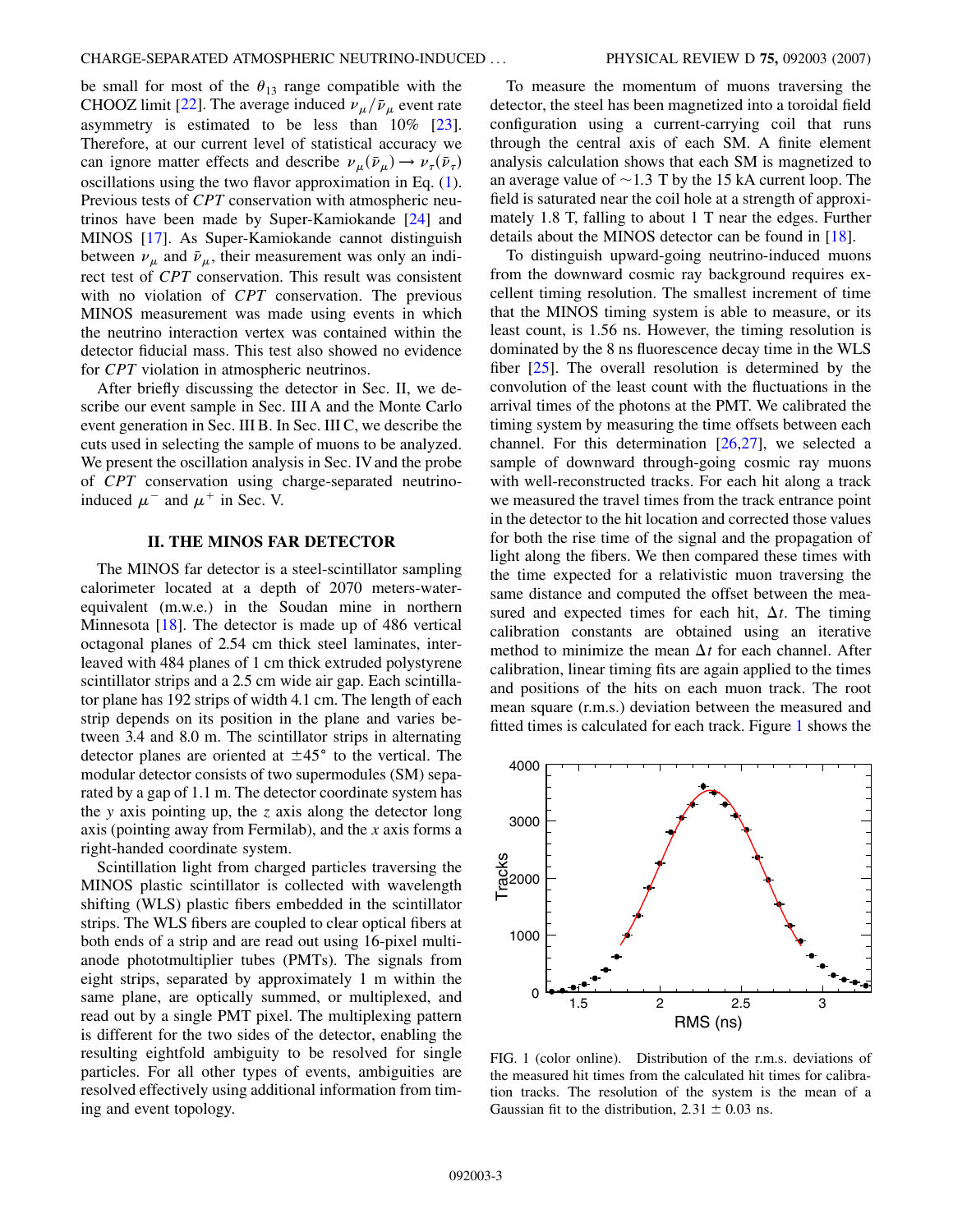be small for most of the $\theta_{13}$ range compatible with the CHOOZ limit [22]. The average induced $\nu_\mu/\bar{\nu}_\mu$ event rate asymmetry is estimated to be less than 10% [23]. Therefore, at our current level of statistical accuracy we can ignore matter effects and describe $\nu_\mu(\bar{\nu}_\mu) \to \nu_\tau(\bar{\nu}_\tau)$ oscillations using the two flavor approximation in Eq. (1). Previous tests of *CPT* conservation with atmospheric neutrinos have been made by Super-Kamiokande [24] and MINOS [17]. As Super-Kamiokande cannot distinguish between $\nu_\mu$ and $\bar{\nu}_\mu$, their measurement was only an indirect test of *CPT* conservation. This result was consistent with no violation of *CPT* conservation. The previous MINOS measurement was made using events in which the neutrino interaction vertex was contained within the detector fiducial mass. This test also showed no evidence for *CPT* violation in atmospheric neutrinos.

After briefly discussing the detector in Sec. II, we describe our event sample in Sec. III A and the Monte Carlo event generation in Sec. III B. In Sec. III C, we describe the cuts used in selecting the sample of muons to be analyzed. We present the oscillation analysis in Sec. IV and the probe of *CPT* conservation using charge-separated neutrino-induced $\mu^-$ and $\mu^+$ in Sec. V.

## II. THE MINOS FAR DETECTOR

The MINOS far detector is a steel-scintillator sampling calorimeter located at a depth of 2070 meters-water-equivalent (m.w.e.) in the Soudan mine in northern Minnesota [18]. The detector is made up of 486 vertical octagonal planes of 2.54 cm thick steel laminates, interleaved with 484 planes of 1 cm thick extruded polystyrene scintillator strips and a 2.5 cm wide air gap. Each scintillator plane has 192 strips of width 4.1 cm. The length of each strip depends on its position in the plane and varies between 3.4 and 8.0 m. The scintillator strips in alternating detector planes are oriented at $\pm 45°$ to the vertical. The modular detector consists of two supermodules (SM) separated by a gap of 1.1 m. The detector coordinate system has the $y$ axis pointing up, the $z$ axis along the detector long axis (pointing away from Fermilab), and the $x$ axis forms a right-handed coordinate system.

Scintillation light from charged particles traversing the MINOS plastic scintillator is collected with wavelength shifting (WLS) plastic fibers embedded in the scintillator strips. The WLS fibers are coupled to clear optical fibers at both ends of a strip and are read out using 16-pixel multi-anode phototmultiplier tubes (PMTs). The signals from eight strips, separated by approximately 1 m within the same plane, are optically summed, or multiplexed, and read out by a single PMT pixel. The multiplexing pattern is different for the two sides of the detector, enabling the resulting eightfold ambiguity to be resolved for single particles. For all other types of events, ambiguities are resolved effectively using additional information from timing and event topology.

To measure the momentum of muons traversing the detector, the steel has been magnetized into a toroidal field configuration using a current-carrying coil that runs through the central axis of each SM. A finite element analysis calculation shows that each SM is magnetized to an average value of $\sim$1.3 T by the 15 kA current loop. The field is saturated near the coil hole at a strength of approximately 1.8 T, falling to about 1 T near the edges. Further details about the MINOS detector can be found in [18].

To distinguish upward-going neutrino-induced muons from the downward cosmic ray background requires excellent timing resolution. The smallest increment of time that the MINOS timing system is able to measure, or its least count, is 1.56 ns. However, the timing resolution is dominated by the 8 ns fluorescence decay time in the WLS fiber [25]. The overall resolution is determined by the convolution of the least count with the fluctuations in the arrival times of the photons at the PMT. We calibrated the timing system by measuring the time offsets between each channel. For this determination [26,27], we selected a sample of downward through-going cosmic ray muons with well-reconstructed tracks. For each hit along a track we measured the travel times from the track entrance point in the detector to the hit location and corrected those values for both the rise time of the signal and the propagation of light along the fibers. We then compared these times with the time expected for a relativistic muon traversing the same distance and computed the offset between the measured and expected times for each hit, $\Delta t$. The timing calibration constants are obtained using an iterative method to minimize the mean $\Delta t$ for each channel. After calibration, linear timing fits are again applied to the times and positions of the hits on each muon track. The root mean square (r.m.s.) deviation between the measured and fitted times is calculated for each track. Figure 1 shows the

FIG. 1 (color online). Distribution of the r.m.s. deviations of the measured hit times from the calculated hit times for calibration tracks. The resolution of the system is the mean of a Gaussian fit to the distribution, $2.31 \pm 0.03$ ns.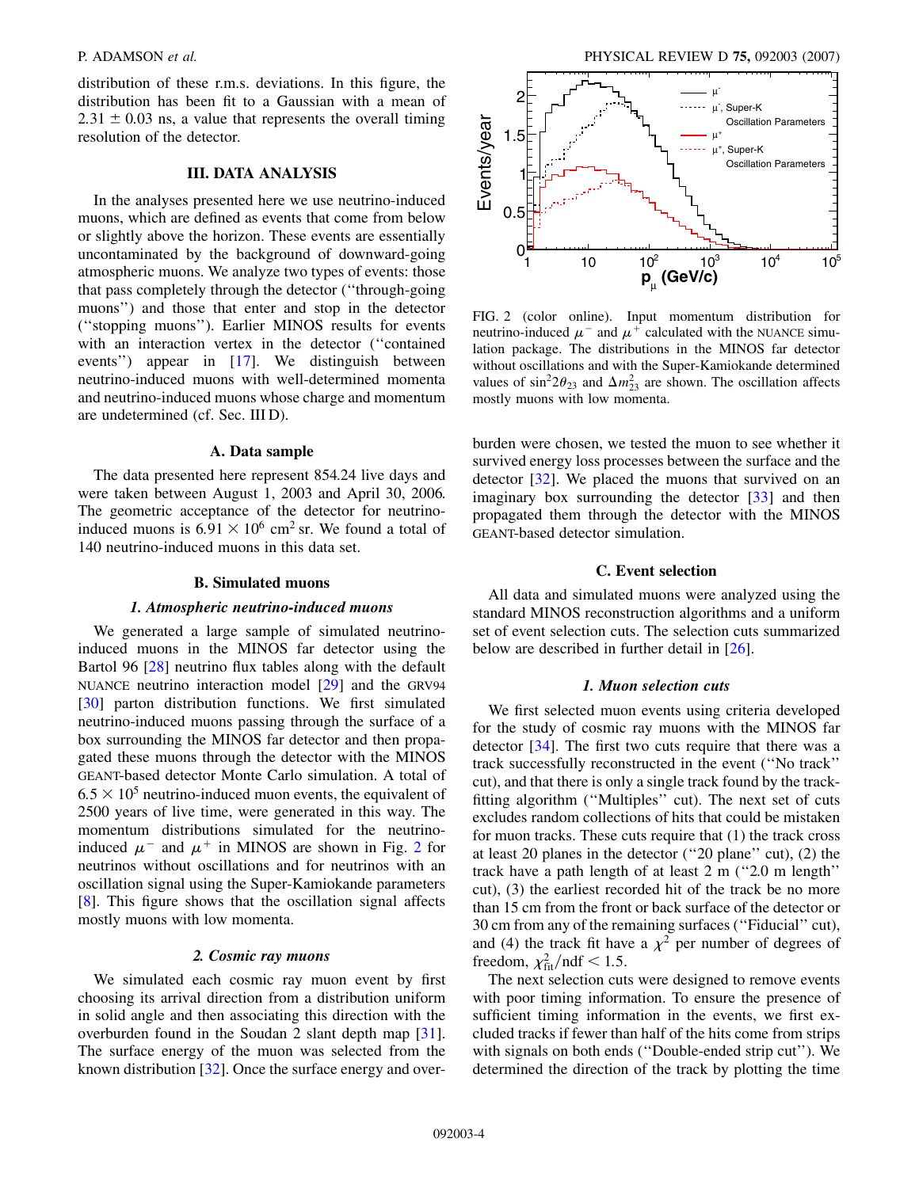distribution of these r.m.s. deviations. In this figure, the distribution has been fit to a Gaussian with a mean of $2.31 \pm 0.03$ ns, a value that represents the overall timing resolution of the detector.

## III. DATA ANALYSIS

In the analyses presented here we use neutrino-induced muons, which are defined as events that come from below or slightly above the horizon. These events are essentially uncontaminated by the background of downward-going atmospheric muons. We analyze two types of events: those that pass completely through the detector (''through-going muons'') and those that enter and stop in the detector (''stopping muons''). Earlier MINOS results for events with an interaction vertex in the detector (''contained events'') appear in [17]. We distinguish between neutrino-induced muons with well-determined momenta and neutrino-induced muons whose charge and momentum are undetermined (cf. Sec. III D).

### A. Data sample

The data presented here represent 854.24 live days and were taken between August 1, 2003 and April 30, 2006. The geometric acceptance of the detector for neutrino-induced muons is $6.91 \times 10^6$ cm$^2$ sr. We found a total of 140 neutrino-induced muons in this data set.

### B. Simulated muons

#### *1. Atmospheric neutrino-induced muons*

We generated a large sample of simulated neutrino-induced muons in the MINOS far detector using the Bartol 96 [28] neutrino flux tables along with the default NUANCE neutrino interaction model [29] and the GRV94 [30] parton distribution functions. We first simulated neutrino-induced muons passing through the surface of a box surrounding the MINOS far detector and then propagated these muons through the detector with the MINOS GEANT-based detector Monte Carlo simulation. A total of $6.5 \times 10^5$ neutrino-induced muon events, the equivalent of 2500 years of live time, were generated in this way. The momentum distributions simulated for the neutrino-induced $\mu^-$ and $\mu^+$ in MINOS are shown in Fig. 2 for neutrinos without oscillations and for neutrinos with an oscillation signal using the Super-Kamiokande parameters [8]. This figure shows that the oscillation signal affects mostly muons with low momenta.

#### *2. Cosmic ray muons*

We simulated each cosmic ray muon event by first choosing its arrival direction from a distribution uniform in solid angle and then associating this direction with the overburden found in the Soudan 2 slant depth map [31]. The surface energy of the muon was selected from the known distribution [32]. Once the surface energy and overburden were chosen, we tested the muon to see whether it survived energy loss processes between the surface and the detector [32]. We placed the muons that survived on an imaginary box surrounding the detector [33] and then propagated them through the detector with the MINOS GEANT-based detector simulation.

FIG. 2 (color online). Input momentum distribution for neutrino-induced $\mu^-$ and $\mu^+$ calculated with the NUANCE simulation package. The distributions in the MINOS far detector without oscillations and with the Super-Kamiokande determined values of $\sin^2 2\theta_{23}$ and $\Delta m^2_{23}$ are shown. The oscillation affects mostly muons with low momenta.

### C. Event selection

All data and simulated muons were analyzed using the standard MINOS reconstruction algorithms and a uniform set of event selection cuts. The selection cuts summarized below are described in further detail in [26].

#### *1. Muon selection cuts*

We first selected muon events using criteria developed for the study of cosmic ray muons with the MINOS far detector [34]. The first two cuts require that there was a track successfully reconstructed in the event (''No track'' cut), and that there is only a single track found by the track-fitting algorithm (''Multiples'' cut). The next set of cuts excludes random collections of hits that could be mistaken for muon tracks. These cuts require that (1) the track cross at least 20 planes in the detector (''20 plane'' cut), (2) the track have a path length of at least 2 m (''2.0 m length'' cut), (3) the earliest recorded hit of the track be no more than 15 cm from the front or back surface of the detector or 30 cm from any of the remaining surfaces (''Fiducial'' cut), and (4) the track fit have a $\chi^2$ per number of degrees of freedom, $\chi^2_{\rm fit}/{\rm ndf} < 1.5$.

The next selection cuts were designed to remove events with poor timing information. To ensure the presence of sufficient timing information in the events, we first excluded tracks if fewer than half of the hits come from strips with signals on both ends (''Double-ended strip cut''). We determined the direction of the track by plotting the time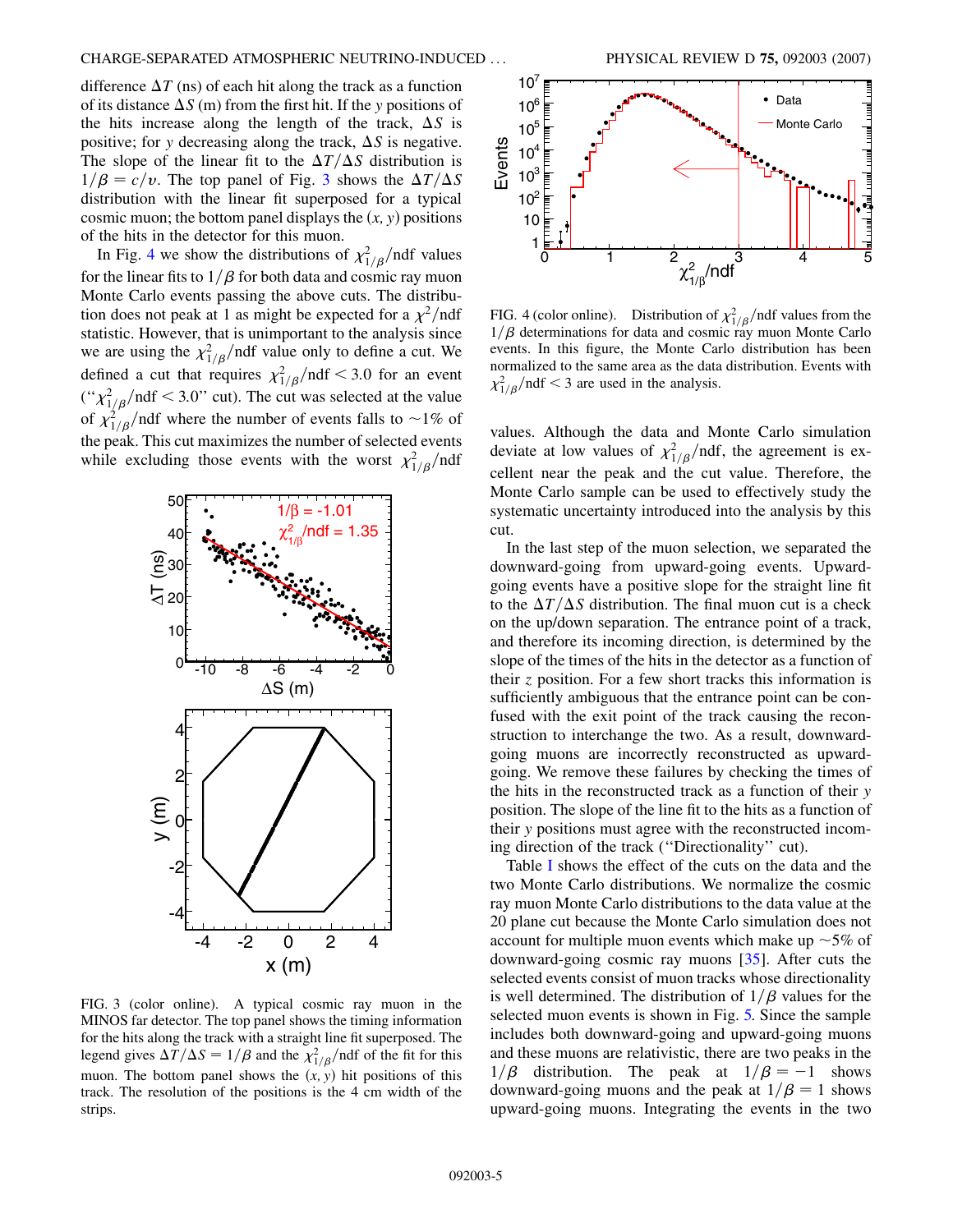difference $\Delta T$ (ns) of each hit along the track as a function of its distance $\Delta S$ (m) from the first hit. If the $y$ positions of the hits increase along the length of the track, $\Delta S$ is positive; for $y$ decreasing along the track, $\Delta S$ is negative. The slope of the linear fit to the $\Delta T/\Delta S$ distribution is $1/\beta = c/v$. The top panel of Fig. 3 shows the $\Delta T/\Delta S$ distribution with the linear fit superposed for a typical cosmic muon; the bottom panel displays the $(x, y)$ positions of the hits in the detector for this muon.

In Fig. 4 we show the distributions of $\chi^2_{1/\beta}$/ndf values for the linear fits to $1/\beta$ for both data and cosmic ray muon Monte Carlo events passing the above cuts. The distribution does not peak at 1 as might be expected for a $\chi^2$/ndf statistic. However, that is unimportant to the analysis since we are using the $\chi^2_{1/\beta}$/ndf value only to define a cut. We defined a cut that requires $\chi^2_{1/\beta}/\mathrm{ndf} < 3.0$ for an event ("$\chi^2_{1/\beta}/\mathrm{ndf} < 3.0$" cut). The cut was selected at the value of $\chi^2_{1/\beta}$/ndf where the number of events falls to ~1% of the peak. This cut maximizes the number of selected events while excluding those events with the worst $\chi^2_{1/\beta}$/ndf values. Although the data and Monte Carlo simulation deviate at low values of $\chi^2_{1/\beta}$/ndf, the agreement is excellent near the peak and the cut value. Therefore, the Monte Carlo sample can be used to effectively study the systematic uncertainty introduced into the analysis by this cut.

FIG. 3 (color online). A typical cosmic ray muon in the MINOS far detector. The top panel shows the timing information for the hits along the track with a straight line fit superposed. The legend gives $\Delta T/\Delta S = 1/\beta$ and the $\chi^2_{1/\beta}$/ndf of the fit for this muon. The bottom panel shows the $(x, y)$ hit positions of this track. The resolution of the positions is the 4 cm width of the strips.

FIG. 4 (color online). Distribution of $\chi^2_{1/\beta}$/ndf values from the $1/\beta$ determinations for data and cosmic ray muon Monte Carlo events. In this figure, the Monte Carlo distribution has been normalized to the same area as the data distribution. Events with $\chi^2_{1/\beta}/\mathrm{ndf} < 3$ are used in the analysis.

In the last step of the muon selection, we separated the downward-going from upward-going events. Upward-going events have a positive slope for the straight line fit to the $\Delta T/\Delta S$ distribution. The final muon cut is a check on the up/down separation. The entrance point of a track, and therefore its incoming direction, is determined by the slope of the times of the hits in the detector as a function of their $z$ position. For a few short tracks this information is sufficiently ambiguous that the entrance point can be confused with the exit point of the track causing the reconstruction to interchange the two. As a result, downward-going muons are incorrectly reconstructed as upward-going. We remove these failures by checking the times of the hits in the reconstructed track as a function of their $y$ position. The slope of the line fit to the hits as a function of their $y$ positions must agree with the reconstructed incoming direction of the track ("Directionality" cut).

Table I shows the effect of the cuts on the data and the two Monte Carlo distributions. We normalize the cosmic ray muon Monte Carlo distributions to the data value at the 20 plane cut because the Monte Carlo simulation does not account for multiple muon events which make up ~5% of downward-going cosmic ray muons [35]. After cuts the selected events consist of muon tracks whose directionality is well determined. The distribution of $1/\beta$ values for the selected muon events is shown in Fig. 5. Since the sample includes both downward-going and upward-going muons and these muons are relativistic, there are two peaks in the $1/\beta$ distribution. The peak at $1/\beta = -1$ shows downward-going muons and the peak at $1/\beta = 1$ shows upward-going muons. Integrating the events in the two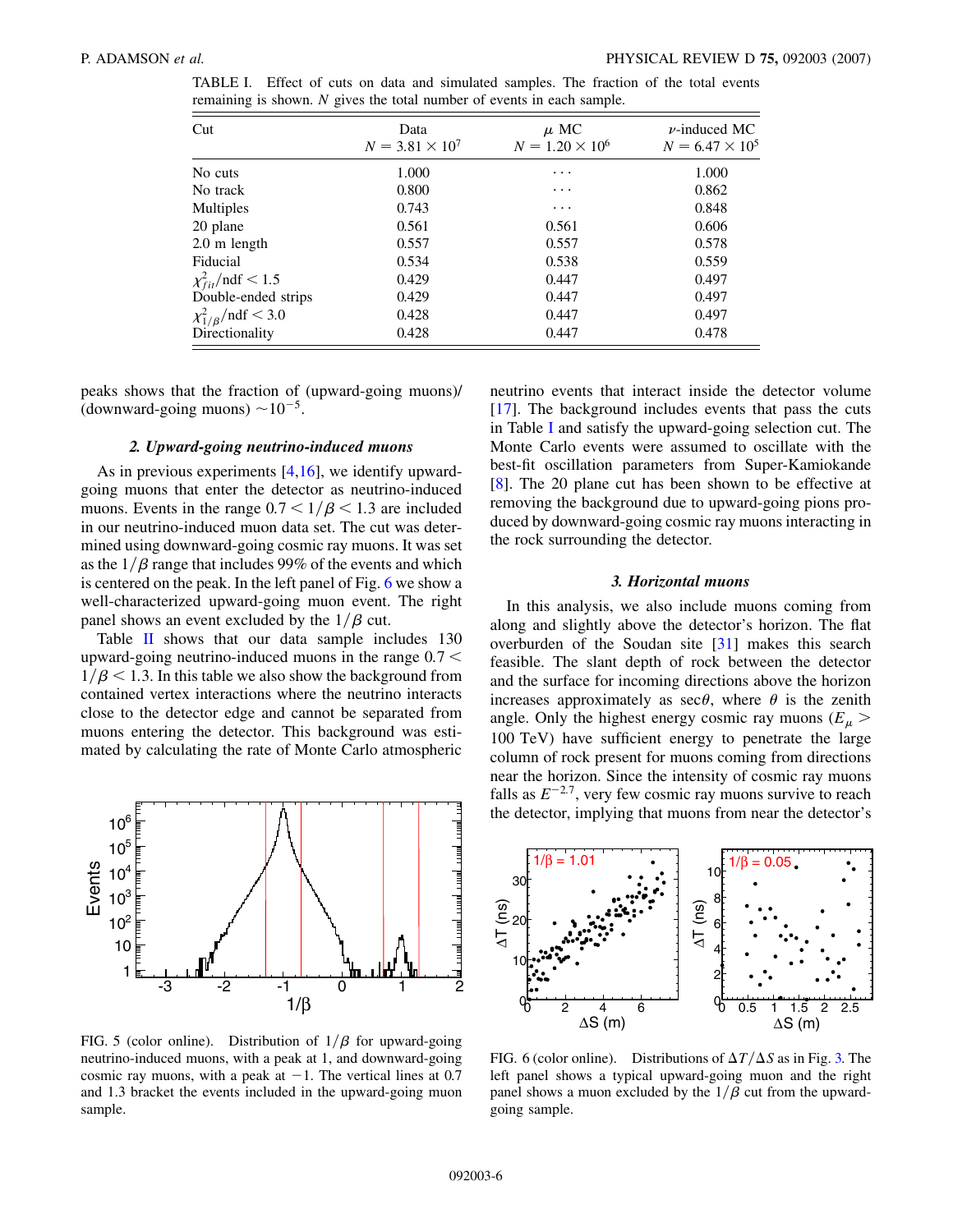TABLE I. Effect of cuts on data and simulated samples. The fraction of the total events remaining is shown. $N$ gives the total number of events in each sample.

| Cut | Data $N = 3.81 \times 10^7$ | $\mu$ MC $N = 1.20 \times 10^6$ | $\nu$-induced MC $N = 6.47 \times 10^5$ |
|---|---|---|---|
| No cuts | 1.000 | ⋯ | 1.000 |
| No track | 0.800 | ⋯ | 0.862 |
| Multiples | 0.743 | ⋯ | 0.848 |
| 20 plane | 0.561 | 0.561 | 0.606 |
| 2.0 m length | 0.557 | 0.557 | 0.578 |
| Fiducial | 0.534 | 0.538 | 0.559 |
| $\chi^2_{fit}/\mathrm{ndf} < 1.5$ | 0.429 | 0.447 | 0.497 |
| Double-ended strips | 0.429 | 0.447 | 0.497 |
| $\chi^2_{1/\beta}/\mathrm{ndf} < 3.0$ | 0.428 | 0.447 | 0.497 |
| Directionality | 0.428 | 0.447 | 0.478 |

peaks shows that the fraction of (upward-going muons)/(downward-going muons) $\sim 10^{-5}$.

### 2. Upward-going neutrino-induced muons

As in previous experiments [4,16], we identify upward-going muons that enter the detector as neutrino-induced muons. Events in the range $0.7 < 1/\beta < 1.3$ are included in our neutrino-induced muon data set. The cut was determined using downward-going cosmic ray muons. It was set as the $1/\beta$ range that includes 99% of the events and which is centered on the peak. In the left panel of Fig. 6 we show a well-characterized upward-going muon event. The right panel shows an event excluded by the $1/\beta$ cut.

Table II shows that our data sample includes 130 upward-going neutrino-induced muons in the range $0.7 < 1/\beta < 1.3$. In this table we also show the background from contained vertex interactions where the neutrino interacts close to the detector edge and cannot be separated from muons entering the detector. This background was estimated by calculating the rate of Monte Carlo atmospheric neutrino events that interact inside the detector volume [17]. The background includes events that pass the cuts in Table I and satisfy the upward-going selection cut. The Monte Carlo events were assumed to oscillate with the best-fit oscillation parameters from Super-Kamiokande [8]. The 20 plane cut has been shown to be effective at removing the background due to upward-going pions produced by downward-going cosmic ray muons interacting in the rock surrounding the detector.

FIG. 5 (color online). Distribution of $1/\beta$ for upward-going neutrino-induced muons, with a peak at 1, and downward-going cosmic ray muons, with a peak at $-1$. The vertical lines at 0.7 and 1.3 bracket the events included in the upward-going muon sample.

### 3. Horizontal muons

In this analysis, we also include muons coming from along and slightly above the detector's horizon. The flat overburden of the Soudan site [31] makes this search feasible. The slant depth of rock between the detector and the surface for incoming directions above the horizon increases approximately as $\sec\theta$, where $\theta$ is the zenith angle. Only the highest energy cosmic ray muons ($E_\mu > 100$ TeV) have sufficient energy to penetrate the large column of rock present for muons coming from directions near the horizon. Since the intensity of cosmic ray muons falls as $E^{-2.7}$, very few cosmic ray muons survive to reach the detector, implying that muons from near the detector's

FIG. 6 (color online). Distributions of $\Delta T/\Delta S$ as in Fig. 3. The left panel shows a typical upward-going muon and the right panel shows a muon excluded by the $1/\beta$ cut from the upward-going sample.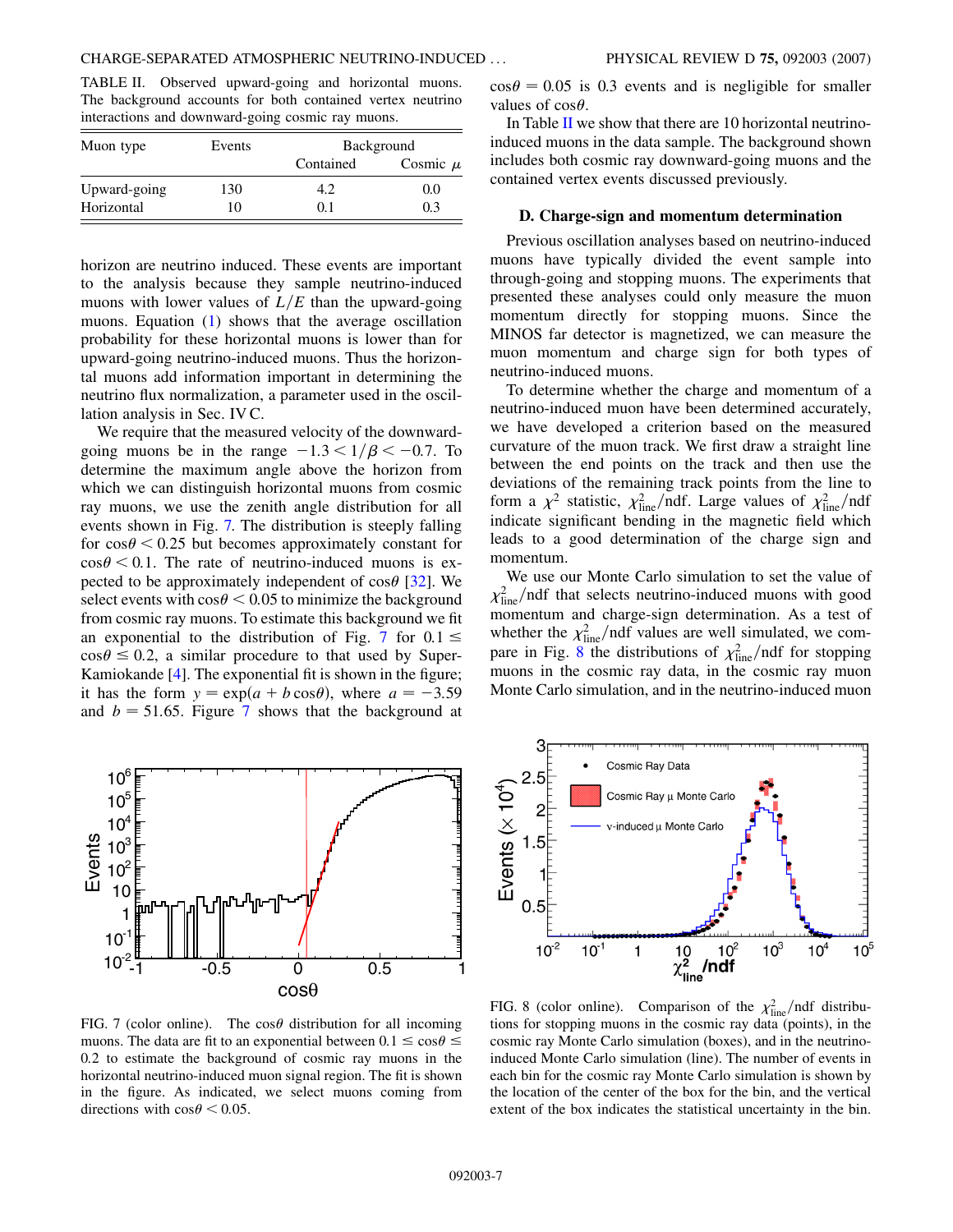TABLE II. Observed upward-going and horizontal muons. The background accounts for both contained vertex neutrino interactions and downward-going cosmic ray muons.

| Muon type | Events | Background | |
|---|---|---|---|
| | | Contained | Cosmic $\mu$ |
| Upward-going | 130 | 4.2 | 0.0 |
| Horizontal | 10 | 0.1 | 0.3 |

horizon are neutrino induced. These events are important to the analysis because they sample neutrino-induced muons with lower values of $L/E$ than the upward-going muons. Equation (1) shows that the average oscillation probability for these horizontal muons is lower than for upward-going neutrino-induced muons. Thus the horizontal muons add information important in determining the neutrino flux normalization, a parameter used in the oscillation analysis in Sec. IV C.

We require that the measured velocity of the downward-going muons be in the range $-1.3 < 1/\beta < -0.7$. To determine the maximum angle above the horizon from which we can distinguish horizontal muons from cosmic ray muons, we use the zenith angle distribution for all events shown in Fig. 7. The distribution is steeply falling for $\cos\theta < 0.25$ but becomes approximately constant for $\cos\theta < 0.1$. The rate of neutrino-induced muons is expected to be approximately independent of $\cos\theta$ [32]. We select events with $\cos\theta < 0.05$ to minimize the background from cosmic ray muons. To estimate this background we fit an exponential to the distribution of Fig. 7 for $0.1 \leq \cos\theta \leq 0.2$, a similar procedure to that used by Super-Kamiokande [4]. The exponential fit is shown in the figure; it has the form $y = \exp(a + b\cos\theta)$, where $a = -3.59$ and $b = 51.65$. Figure 7 shows that the background at $\cos\theta = 0.05$ is 0.3 events and is negligible for smaller values of $\cos\theta$.

In Table II we show that there are 10 horizontal neutrino-induced muons in the data sample. The background shown includes both cosmic ray downward-going muons and the contained vertex events discussed previously.

### D. Charge-sign and momentum determination

Previous oscillation analyses based on neutrino-induced muons have typically divided the event sample into through-going and stopping muons. The experiments that presented these analyses could only measure the muon momentum directly for stopping muons. Since the MINOS far detector is magnetized, we can measure the muon momentum and charge sign for both types of neutrino-induced muons.

To determine whether the charge and momentum of a neutrino-induced muon have been determined accurately, we have developed a criterion based on the measured curvature of the muon track. We first draw a straight line between the end points on the track and then use the deviations of the remaining track points from the line to form a $\chi^2$ statistic, $\chi^2_{\rm line}/{\rm ndf}$. Large values of $\chi^2_{\rm line}/{\rm ndf}$ indicate significant bending in the magnetic field which leads to a good determination of the charge sign and momentum.

We use our Monte Carlo simulation to set the value of $\chi^2_{\rm line}/{\rm ndf}$ that selects neutrino-induced muons with good momentum and charge-sign determination. As a test of whether the $\chi^2_{\rm line}/{\rm ndf}$ values are well simulated, we compare in Fig. 8 the distributions of $\chi^2_{\rm line}/{\rm ndf}$ for stopping muons in the cosmic ray data, in the cosmic ray muon Monte Carlo simulation, and in the neutrino-induced muon

FIG. 7 (color online). The $\cos\theta$ distribution for all incoming muons. The data are fit to an exponential between $0.1 \leq \cos\theta \leq 0.2$ to estimate the background of cosmic ray muons in the horizontal neutrino-induced muon signal region. The fit is shown in the figure. As indicated, we select muons coming from directions with $\cos\theta < 0.05$.

FIG. 8 (color online). Comparison of the $\chi^2_{\rm line}/{\rm ndf}$ distributions for stopping muons in the cosmic ray data (points), in the cosmic ray muon Monte Carlo simulation (boxes), and in the neutrino-induced Monte Carlo simulation (line). The number of events in each bin for the cosmic ray Monte Carlo simulation is shown by the location of the center of the box for the bin, and the vertical extent of the box indicates the statistical uncertainty in the bin.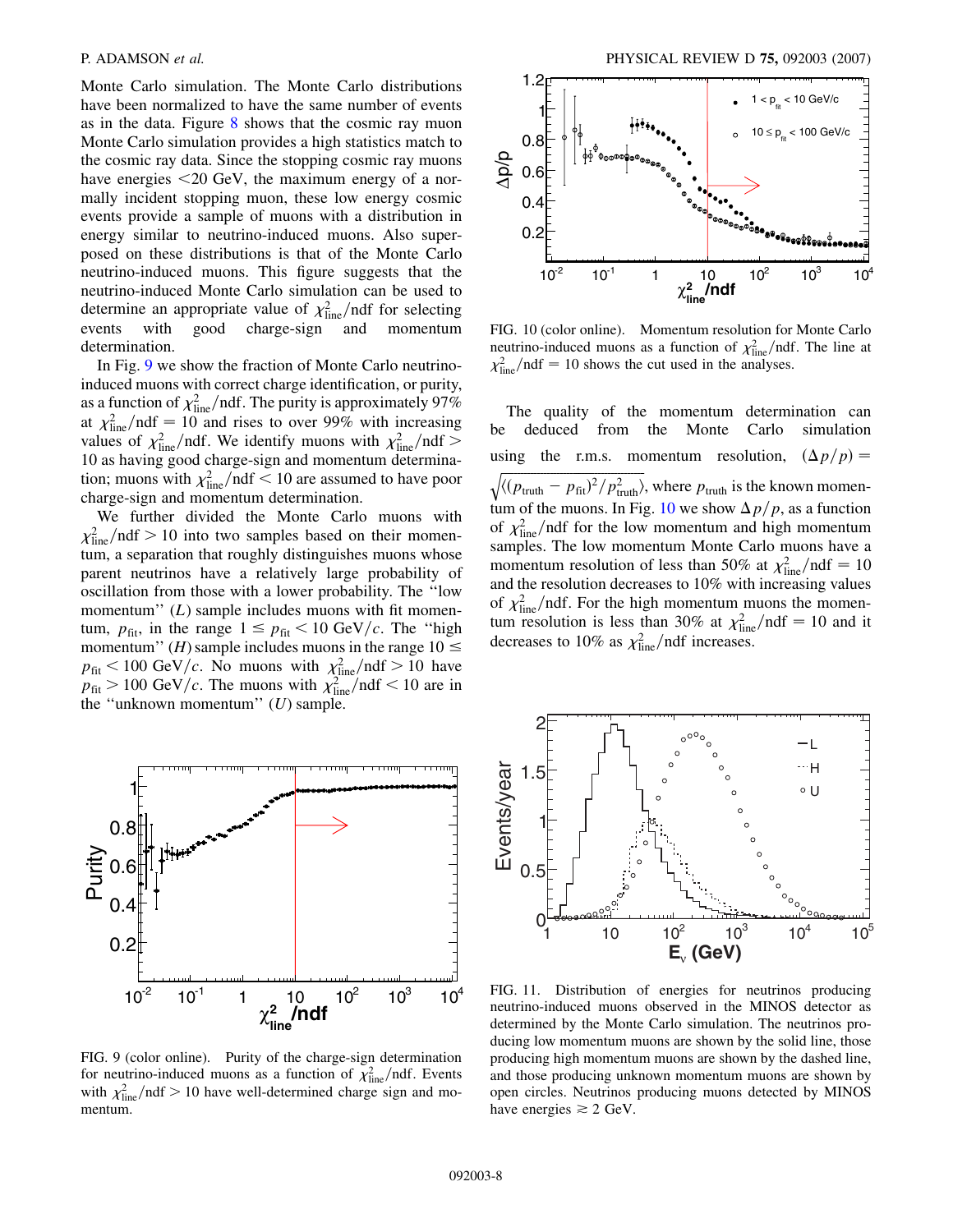Monte Carlo simulation. The Monte Carlo distributions have been normalized to have the same number of events as in the data. Figure 8 shows that the cosmic ray muon Monte Carlo simulation provides a high statistics match to the cosmic ray data. Since the stopping cosmic ray muons have energies <20 GeV, the maximum energy of a normally incident stopping muon, these low energy cosmic events provide a sample of muons with a distribution in energy similar to neutrino-induced muons. Also superposed on these distributions is that of the Monte Carlo neutrino-induced muons. This figure suggests that the neutrino-induced Monte Carlo simulation can be used to determine an appropriate value of $\chi^2_{\text{line}}/\text{ndf}$ for selecting events with good charge-sign and momentum determination.

In Fig. 9 we show the fraction of Monte Carlo neutrino-induced muons with correct charge identification, or purity, as a function of $\chi^2_{\text{line}}/\text{ndf}$. The purity is approximately 97% at $\chi^2_{\text{line}}/\text{ndf} = 10$ and rises to over 99% with increasing values of $\chi^2_{\text{line}}/\text{ndf}$. We identify muons with $\chi^2_{\text{line}}/\text{ndf} > 10$ as having good charge-sign and momentum determination; muons with $\chi^2_{\text{line}}/\text{ndf} < 10$ are assumed to have poor charge-sign and momentum determination.

We further divided the Monte Carlo muons with $\chi^2_{\text{line}}/\text{ndf} > 10$ into two samples based on their momentum, a separation that roughly distinguishes muons whose parent neutrinos have a relatively large probability of oscillation from those with a lower probability. The "low momentum" ($L$) sample includes muons with fit momentum, $p_{\text{fit}}$, in the range $1 \leq p_{\text{fit}} < 10$ GeV$/c$. The "high momentum" ($H$) sample includes muons in the range $10 \leq p_{\text{fit}} < 100$ GeV$/c$. No muons with $\chi^2_{\text{line}}/\text{ndf} > 10$ have $p_{\text{fit}} > 100$ GeV$/c$. The muons with $\chi^2_{\text{line}}/\text{ndf} < 10$ are in the "unknown momentum" ($U$) sample.

FIG. 9 (color online). Purity of the charge-sign determination for neutrino-induced muons as a function of $\chi^2_{\text{line}}/\text{ndf}$. Events with $\chi^2_{\text{line}}/\text{ndf} > 10$ have well-determined charge sign and momentum.

FIG. 10 (color online). Momentum resolution for Monte Carlo neutrino-induced muons as a function of $\chi^2_{\text{line}}/\text{ndf}$. The line at $\chi^2_{\text{line}}/\text{ndf} = 10$ shows the cut used in the analyses.

The quality of the momentum determination can be deduced from the Monte Carlo simulation using the r.m.s. momentum resolution, $(\Delta p/p) = \sqrt{\langle (p_{\text{truth}} - p_{\text{fit}})^2/p^2_{\text{truth}} \rangle}$, where $p_{\text{truth}}$ is the known momentum of the muons. In Fig. 10 we show $\Delta p/p$, as a function of $\chi^2_{\text{line}}/\text{ndf}$ for the low momentum and high momentum samples. The low momentum Monte Carlo muons have a momentum resolution of less than 50% at $\chi^2_{\text{line}}/\text{ndf} = 10$ and the resolution decreases to 10% with increasing values of $\chi^2_{\text{line}}/\text{ndf}$. For the high momentum muons the momentum resolution is less than 30% at $\chi^2_{\text{line}}/\text{ndf} = 10$ and it decreases to 10% as $\chi^2_{\text{line}}/\text{ndf}$ increases.

FIG. 11. Distribution of energies for neutrinos producing neutrino-induced muons observed in the MINOS detector as determined by the Monte Carlo simulation. The neutrinos producing low momentum muons are shown by the solid line, those producing high momentum muons are shown by the dashed line, and those producing unknown momentum muons are shown by open circles. Neutrinos producing muons detected by MINOS have energies $\gtrsim 2$ GeV.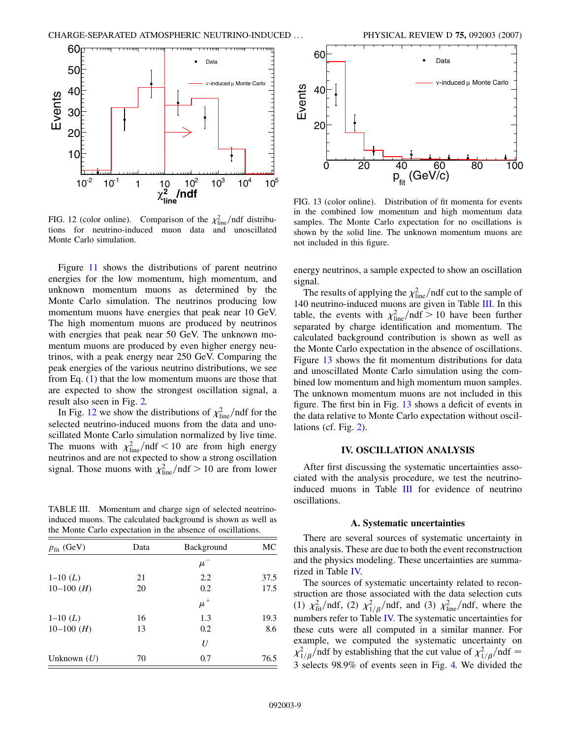FIG. 12 (color online). Comparison of the $\chi^2_{\rm line}/{\rm ndf}$ distributions for neutrino-induced muon data and unoscillated Monte Carlo simulation.

FIG. 13 (color online). Distribution of fit momenta for events in the combined low momentum and high momentum data samples. The Monte Carlo expectation for no oscillations is shown by the solid line. The unknown momentum muons are not included in this figure.

Figure 11 shows the distributions of parent neutrino energies for the low momentum, high momentum, and unknown momentum muons as determined by the Monte Carlo simulation. The neutrinos producing low momentum muons have energies that peak near 10 GeV. The high momentum muons are produced by neutrinos with energies that peak near 50 GeV. The unknown momentum muons are produced by even higher energy neutrinos, with a peak energy near 250 GeV. Comparing the peak energies of the various neutrino distributions, we see from Eq. (1) that the low momentum muons are those that are expected to show the strongest oscillation signal, a result also seen in Fig. 2.

In Fig. 12 we show the distributions of $\chi^2_{\rm line}/{\rm ndf}$ for the selected neutrino-induced muons from the data and unoscillated Monte Carlo simulation normalized by live time. The muons with $\chi^2_{\rm line}/{\rm ndf} < 10$ are from high energy neutrinos and are not expected to show a strong oscillation signal. Those muons with $\chi^2_{\rm line}/{\rm ndf} > 10$ are from lower energy neutrinos, a sample expected to show an oscillation signal.

The results of applying the $\chi^2_{\rm line}/{\rm ndf}$ cut to the sample of 140 neutrino-induced muons are given in Table III. In this table, the events with $\chi^2_{\rm line}/{\rm ndf} > 10$ have been further separated by charge identification and momentum. The calculated background contribution is shown as well as the Monte Carlo expectation in the absence of oscillations. Figure 13 shows the fit momentum distributions for data and unoscillated Monte Carlo simulation using the combined low momentum and high momentum muon samples. The unknown momentum muons are not included in this figure. The first bin in Fig. 13 shows a deficit of events in the data relative to Monte Carlo expectation without oscillations (cf. Fig. 2).

TABLE III. Momentum and charge sign of selected neutrino-induced muons. The calculated background is shown as well as the Monte Carlo expectation in the absence of oscillations.

| $p_{\rm fit}$ (GeV) | Data | Background | MC |
|---|---|---|---|
| | | $\mu^-$ | |
| 1–10 ($L$) | 21 | 2.2 | 37.5 |
| 10–100 ($H$) | 20 | 0.2 | 17.5 |
| | | $\mu^+$ | |
| 1–10 ($L$) | 16 | 1.3 | 19.3 |
| 10–100 ($H$) | 13 | 0.2 | 8.6 |
| | | $U$ | |
| Unknown ($U$) | 70 | 0.7 | 76.5 |

## IV. OSCILLATION ANALYSIS

After first discussing the systematic uncertainties associated with the analysis procedure, we test the neutrino-induced muons in Table III for evidence of neutrino oscillations.

### A. Systematic uncertainties

There are several sources of systematic uncertainty in this analysis. These are due to both the event reconstruction and the physics modeling. These uncertainties are summarized in Table IV.

The sources of systematic uncertainty related to reconstruction are those associated with the data selection cuts (1) $\chi^2_{\rm fit}/{\rm ndf}$, (2) $\chi^2_{1/\beta}/{\rm ndf}$, and (3) $\chi^2_{\rm line}/{\rm ndf}$, where the numbers refer to Table IV. The systematic uncertainties for these cuts were all computed in a similar manner. For example, we computed the systematic uncertainty on $\chi^2_{1/\beta}/{\rm ndf}$ by establishing that the cut value of $\chi^2_{1/\beta}/{\rm ndf} = 3$ selects 98.9% of events seen in Fig. 4. We divided the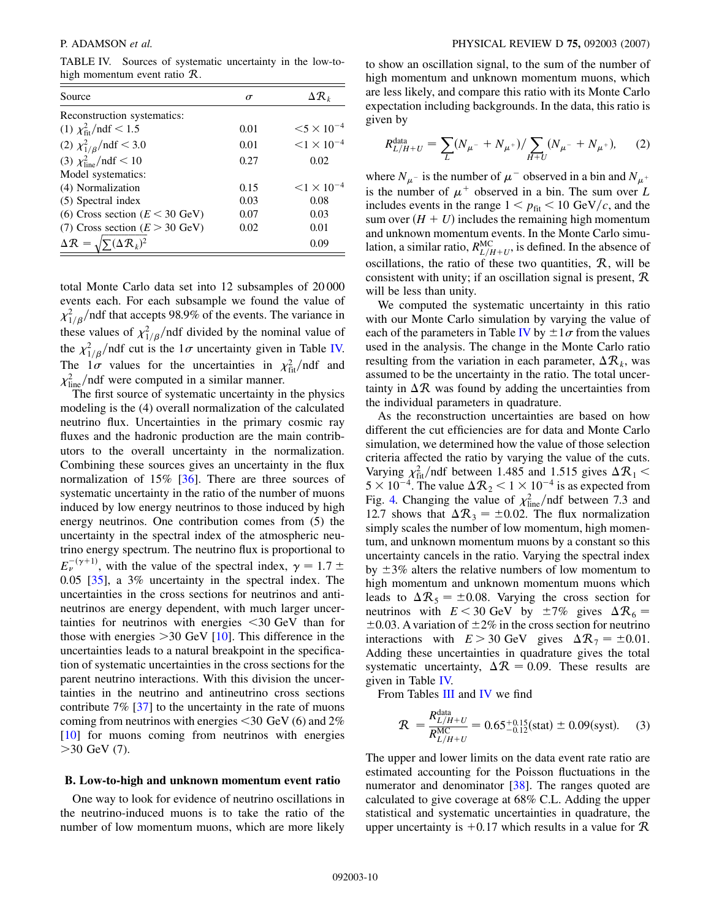TABLE IV. Sources of systematic uncertainty in the low-to-high momentum event ratio $\mathcal{R}$.

| Source | $\sigma$ | $\Delta\mathcal{R}_k$ |
|---|---|---|
| Reconstruction systematics: | | |
| (1) $\chi^2_{\rm fit}/{\rm ndf} < 1.5$ | 0.01 | $<5\times10^{-4}$ |
| (2) $\chi^2_{1/\beta}/{\rm ndf} < 3.0$ | 0.01 | $<1\times10^{-4}$ |
| (3) $\chi^2_{\rm line}/{\rm ndf} < 10$ | 0.27 | 0.02 |
| Model systematics: | | |
| (4) Normalization | 0.15 | $<1\times10^{-4}$ |
| (5) Spectral index | 0.03 | 0.08 |
| (6) Cross section ($E < 30$ GeV) | 0.07 | 0.03 |
| (7) Cross section ($E > 30$ GeV) | 0.02 | 0.01 |
| $\Delta\mathcal{R} = \sqrt{\sum(\Delta\mathcal{R}_k)^2}$ | | 0.09 |

total Monte Carlo data set into 12 subsamples of 20 000 events each. For each subsample we found the value of $\chi^2_{1/\beta}/{\rm ndf}$ that accepts 98.9% of the events. The variance in these values of $\chi^2_{1/\beta}/{\rm ndf}$ divided by the nominal value of the $\chi^2_{1/\beta}/{\rm ndf}$ cut is the $1\sigma$ uncertainty given in Table IV. The $1\sigma$ values for the uncertainties in $\chi^2_{\rm fit}/{\rm ndf}$ and $\chi^2_{\rm line}/{\rm ndf}$ were computed in a similar manner.

The first source of systematic uncertainty in the physics modeling is the (4) overall normalization of the calculated neutrino flux. Uncertainties in the primary cosmic ray fluxes and the hadronic production are the main contributors to the overall uncertainty in the normalization. Combining these sources gives an uncertainty in the flux normalization of 15% [36]. There are three sources of systematic uncertainty in the ratio of the number of muons induced by low energy neutrinos to those induced by high energy neutrinos. One contribution comes from (5) the uncertainty in the spectral index of the atmospheric neutrino energy spectrum. The neutrino flux is proportional to $E_\nu^{-(\gamma+1)}$, with the value of the spectral index, $\gamma = 1.7 \pm 0.05$ [35], a 3% uncertainty in the spectral index. The uncertainties in the cross sections for neutrinos and antineutrinos are energy dependent, with much larger uncertainties for neutrinos with energies $<30$ GeV than for those with energies $>30$ GeV [10]. This difference in the uncertainties leads to a natural breakpoint in the specification of systematic uncertainties in the cross sections for the parent neutrino interactions. With this division the uncertainties in the neutrino and antineutrino cross sections contribute 7% [37] to the uncertainty in the rate of muons coming from neutrinos with energies $<30$ GeV (6) and 2% [10] for muons coming from neutrinos with energies $>30$ GeV (7).

## B. Low-to-high and unknown momentum event ratio

One way to look for evidence of neutrino oscillations in the neutrino-induced muons is to take the ratio of the number of low momentum muons, which are more likely to show an oscillation signal, to the sum of the number of high momentum and unknown momentum muons, which are less likely, and compare this ratio with its Monte Carlo expectation including backgrounds. In the data, this ratio is given by

$$R^{\rm data}_{L/H+U} = \sum_L (N_{\mu^-} + N_{\mu^+}) / \sum_{H+U} (N_{\mu^-} + N_{\mu^+}), \qquad (2)$$

where $N_{\mu^-}$ is the number of $\mu^-$ observed in a bin and $N_{\mu^+}$ is the number of $\mu^+$ observed in a bin. The sum over $L$ includes events in the range $1 < p_{\rm fit} < 10$ GeV/$c$, and the sum over $(H+U)$ includes the remaining high momentum and unknown momentum events. In the Monte Carlo simulation, a similar ratio, $R^{\rm MC}_{L/H+U}$, is defined. In the absence of oscillations, the ratio of these two quantities, $\mathcal{R}$, will be consistent with unity; if an oscillation signal is present, $\mathcal{R}$ will be less than unity.

We computed the systematic uncertainty in this ratio with our Monte Carlo simulation by varying the value of each of the parameters in Table IV by $\pm1\sigma$ from the values used in the analysis. The change in the Monte Carlo ratio resulting from the variation in each parameter, $\Delta\mathcal{R}_k$, was assumed to be the uncertainty in the ratio. The total uncertainty in $\Delta\mathcal{R}$ was found by adding the uncertainties from the individual parameters in quadrature.

As the reconstruction uncertainties are based on how different the cut efficiencies are for data and Monte Carlo simulation, we determined how the value of those selection criteria affected the ratio by varying the value of the cuts. Varying $\chi^2_{\rm fit}/{\rm ndf}$ between 1.485 and 1.515 gives $\Delta\mathcal{R}_1 < 5\times10^{-4}$. The value $\Delta\mathcal{R}_2 < 1\times10^{-4}$ is as expected from Fig. 4. Changing the value of $\chi^2_{\rm line}/{\rm ndf}$ between 7.3 and 12.7 shows that $\Delta\mathcal{R}_3 = \pm0.02$. The flux normalization simply scales the number of low momentum, high momentum, and unknown momentum muons by a constant so this uncertainty cancels in the ratio. Varying the spectral index by $\pm3\%$ alters the relative numbers of low momentum to high momentum and unknown momentum muons which leads to $\Delta\mathcal{R}_5 = \pm0.08$. Varying the cross section for neutrinos with $E < 30$ GeV by $\pm7\%$ gives $\Delta\mathcal{R}_6 = \pm0.03$. A variation of $\pm2\%$ in the cross section for neutrino interactions with $E > 30$ GeV gives $\Delta\mathcal{R}_7 = \pm0.01$. Adding these uncertainties in quadrature gives the total systematic uncertainty, $\Delta\mathcal{R} = 0.09$. These results are given in Table IV.

From Tables III and IV we find

$$\mathcal{R} = \frac{R^{\rm data}_{L/H+U}}{R^{\rm MC}_{L/H+U}} = 0.65^{+0.15}_{-0.12}({\rm stat}) \pm 0.09({\rm syst}). \qquad (3)$$

The upper and lower limits on the data event rate ratio are estimated accounting for the Poisson fluctuations in the numerator and denominator [38]. The ranges quoted are calculated to give coverage at 68% C.L. Adding the upper statistical and systematic uncertainties in quadrature, the upper uncertainty is $+0.17$ which results in a value for $\mathcal{R}$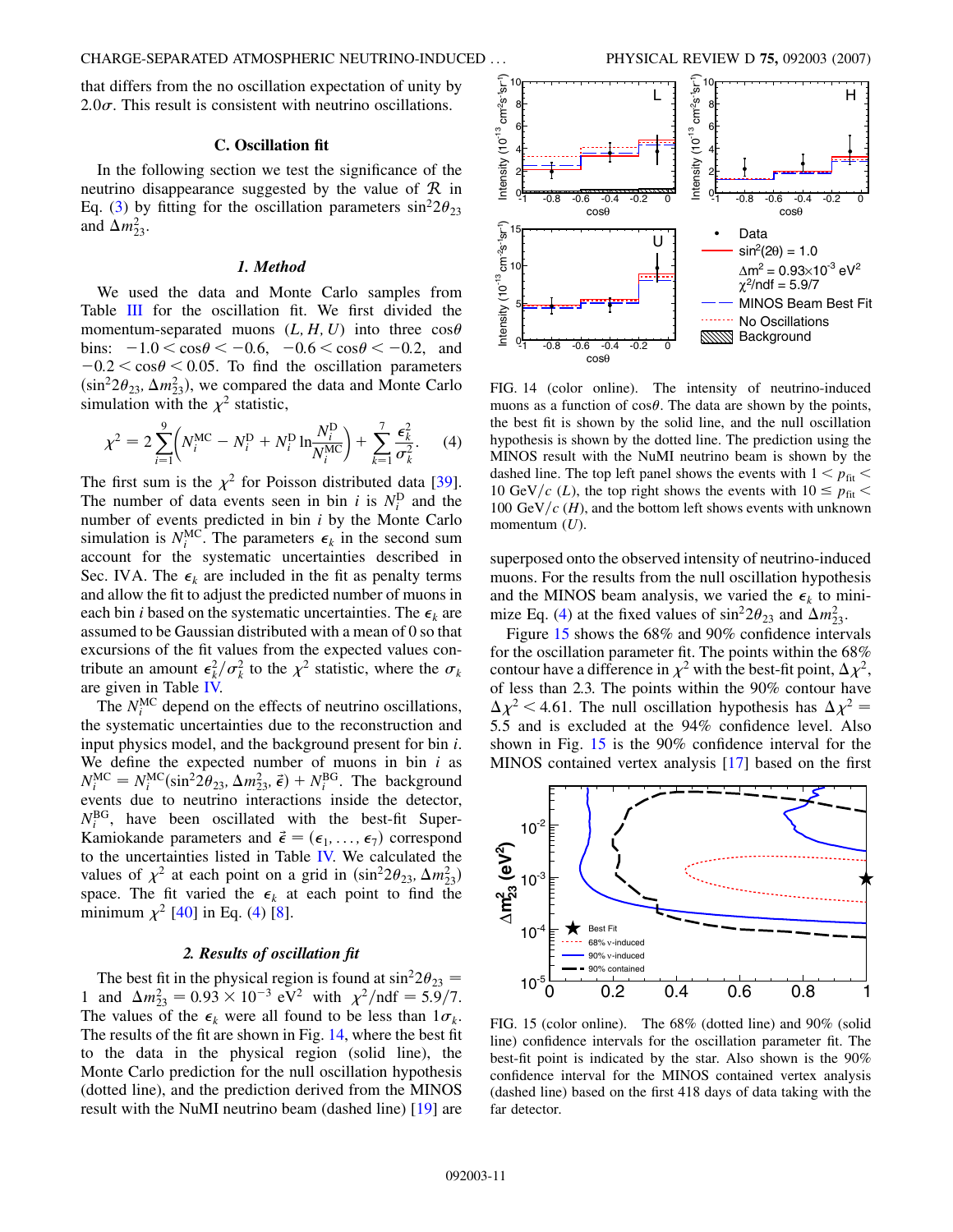that differs from the no oscillation expectation of unity by $2.0\sigma$. This result is consistent with neutrino oscillations.

### C. Oscillation fit

In the following section we test the significance of the neutrino disappearance suggested by the value of $\mathcal{R}$ in Eq. (3) by fitting for the oscillation parameters $\sin^2 2\theta_{23}$ and $\Delta m^2_{23}$.

#### *1. Method*

We used the data and Monte Carlo samples from Table III for the oscillation fit. We first divided the momentum-separated muons ($L$, $H$, $U$) into three $\cos\theta$ bins: $-1.0 < \cos\theta < -0.6$, $-0.6 < \cos\theta < -0.2$, and $-0.2 < \cos\theta < 0.05$. To find the oscillation parameters ($\sin^2 2\theta_{23}$, $\Delta m^2_{23}$), we compared the data and Monte Carlo simulation with the $\chi^2$ statistic,

$$\chi^2 = 2\sum_{i=1}^{9}\left(N_i^{\rm MC} - N_i^{\rm D} + N_i^{\rm D}\ln\frac{N_i^{\rm D}}{N_i^{\rm MC}}\right) + \sum_{k=1}^{7}\frac{\epsilon_k^2}{\sigma_k^2}. \qquad (4)$$

The first sum is the $\chi^2$ for Poisson distributed data [39]. The number of data events seen in bin $i$ is $N_i^{\rm D}$ and the number of events predicted in bin $i$ by the Monte Carlo simulation is $N_i^{\rm MC}$. The parameters $\epsilon_k$ in the second sum account for the systematic uncertainties described in Sec. IVA. The $\epsilon_k$ are included in the fit as penalty terms and allow the fit to adjust the predicted number of muons in each bin $i$ based on the systematic uncertainties. The $\epsilon_k$ are assumed to be Gaussian distributed with a mean of 0 so that excursions of the fit values from the expected values contribute an amount $\epsilon_k^2/\sigma_k^2$ to the $\chi^2$ statistic, where the $\sigma_k$ are given in Table IV.

The $N_i^{\rm MC}$ depend on the effects of neutrino oscillations, the systematic uncertainties due to the reconstruction and input physics model, and the background present for bin $i$. We define the expected number of muons in bin $i$ as $N_i^{\rm MC} = N_i^{\rm MC}(\sin^2 2\theta_{23}, \Delta m^2_{23}, \vec{\epsilon}) + N_i^{\rm BG}$. The background events due to neutrino interactions inside the detector, $N_i^{\rm BG}$, have been oscillated with the best-fit Super-Kamiokande parameters and $\vec{\epsilon} = (\epsilon_1, \ldots, \epsilon_7)$ correspond to the uncertainties listed in Table IV. We calculated the values of $\chi^2$ at each point on a grid in ($\sin^2 2\theta_{23}$, $\Delta m^2_{23}$) space. The fit varied the $\epsilon_k$ at each point to find the minimum $\chi^2$ [40] in Eq. (4) [8].

#### *2. Results of oscillation fit*

The best fit in the physical region is found at $\sin^2 2\theta_{23} = 1$ and $\Delta m^2_{23} = 0.93 \times 10^{-3}$ eV$^2$ with $\chi^2/\text{ndf} = 5.9/7$. The values of the $\epsilon_k$ were all found to be less than $1\sigma_k$. The results of the fit are shown in Fig. 14, where the best fit to the data in the physical region (solid line), the Monte Carlo prediction for the null oscillation hypothesis (dotted line), and the prediction derived from the MINOS result with the NuMI neutrino beam (dashed line) [19] are superposed onto the observed intensity of neutrino-induced muons. For the results from the null oscillation hypothesis and the MINOS beam analysis, we varied the $\epsilon_k$ to minimize Eq. (4) at the fixed values of $\sin^2 2\theta_{23}$ and $\Delta m^2_{23}$.

FIG. 14 (color online). The intensity of neutrino-induced muons as a function of $\cos\theta$. The data are shown by the points, the best fit is shown by the solid line, and the null oscillation hypothesis is shown by the dotted line. The prediction using the MINOS result with the NuMI neutrino beam is shown by the dashed line. The top left panel shows the events with $1 < p_{\rm fit} < 10$ GeV/$c$ ($L$), the top right shows the events with $10 \leq p_{\rm fit} < 100$ GeV/$c$ ($H$), and the bottom left shows events with unknown momentum ($U$).

Figure 15 shows the 68% and 90% confidence intervals for the oscillation parameter fit. The points within the 68% contour have a difference in $\chi^2$ with the best-fit point, $\Delta\chi^2$, of less than 2.3. The points within the 90% contour have $\Delta\chi^2 < 4.61$. The null oscillation hypothesis has $\Delta\chi^2 = 5.5$ and is excluded at the 94% confidence level. Also shown in Fig. 15 is the 90% confidence interval for the MINOS contained vertex analysis [17] based on the first

FIG. 15 (color online). The 68% (dotted line) and 90% (solid line) confidence intervals for the oscillation parameter fit. The best-fit point is indicated by the star. Also shown is the 90% confidence interval for the MINOS contained vertex analysis (dashed line) based on the first 418 days of data taking with the far detector.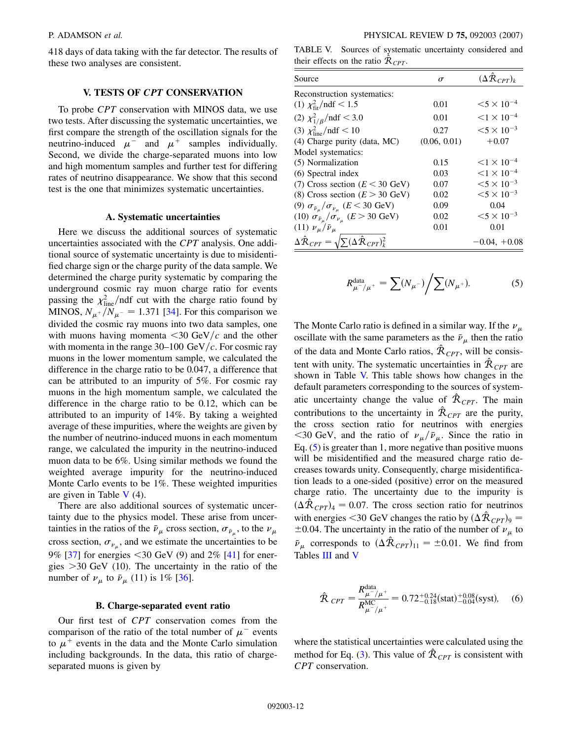418 days of data taking with the far detector. The results of these two analyses are consistent.

## V. TESTS OF *CPT* CONSERVATION

To probe *CPT* conservation with MINOS data, we use two tests. After discussing the systematic uncertainties, we first compare the strength of the oscillation signals for the neutrino-induced $\mu^-$ and $\mu^+$ samples individually. Second, we divide the charge-separated muons into low and high momentum samples and further test for differing rates of neutrino disappearance. We show that this second test is the one that minimizes systematic uncertainties.

### A. Systematic uncertainties

Here we discuss the additional sources of systematic uncertainties associated with the *CPT* analysis. One additional source of systematic uncertainty is due to misidentified charge sign or the charge purity of the data sample. We determined the charge purity systematic by comparing the underground cosmic ray muon charge ratio for events passing the $\chi^2_{\text{line}}/\text{ndf}$ cut with the charge ratio found by MINOS, $N_{\mu^+}/N_{\mu^-} = 1.371$ [34]. For this comparison we divided the cosmic ray muons into two data samples, one with muons having momenta $<30$ GeV/$c$ and the other with momenta in the range 30–100 GeV/$c$. For cosmic ray muons in the lower momentum sample, we calculated the difference in the charge ratio to be 0.047, a difference that can be attributed to an impurity of 5%. For cosmic ray muons in the high momentum sample, we calculated the difference in the charge ratio to be 0.12, which can be attributed to an impurity of 14%. By taking a weighted average of these impurities, where the weights are given by the number of neutrino-induced muons in each momentum range, we calculated the impurity in the neutrino-induced muon data to be 6%. Using similar methods we found the weighted average impurity for the neutrino-induced Monte Carlo events to be 1%. These weighted impurities are given in Table V (4).

There are also additional sources of systematic uncertainty due to the physics model. These arise from uncertainties in the ratios of the $\bar{\nu}_\mu$ cross section, $\sigma_{\bar{\nu}_\mu}$, to the $\nu_\mu$ cross section, $\sigma_{\nu_\mu}$, and we estimate the uncertainties to be 9% [37] for energies $<30$ GeV (9) and 2% [41] for energies $>30$ GeV (10). The uncertainty in the ratio of the number of $\nu_\mu$ to $\bar{\nu}_\mu$ (11) is 1% [36].

### B. Charge-separated event ratio

Our first test of *CPT* conservation comes from the comparison of the ratio of the total number of $\mu^-$ events to $\mu^+$ events in the data and the Monte Carlo simulation including backgrounds. In the data, this ratio of charge-separated muons is given by

TABLE V. Sources of systematic uncertainty considered and their effects on the ratio $\hat{\mathcal{R}}_{CPT}$.

| Source | $\sigma$ | $(\Delta\hat{\mathcal{R}}_{CPT})_k$ |
|---|---|---|
| Reconstruction systematics: | | |
| (1) $\chi^2_{\text{fit}}/\text{ndf} < 1.5$ | 0.01 | $<5\times10^{-4}$ |
| (2) $\chi^2_{1/\beta}/\text{ndf} < 3.0$ | 0.01 | $<1\times10^{-4}$ |
| (3) $\chi^2_{\text{line}}/\text{ndf} < 10$ | 0.27 | $<5\times10^{-3}$ |
| (4) Charge purity (data, MC) | (0.06, 0.01) | $+0.07$ |
| Model systematics: | | |
| (5) Normalization | 0.15 | $<1\times10^{-4}$ |
| (6) Spectral index | 0.03 | $<1\times10^{-4}$ |
| (7) Cross section ($E < 30$ GeV) | 0.07 | $<5\times10^{-3}$ |
| (8) Cross section ($E > 30$ GeV) | 0.02 | $<5\times10^{-3}$ |
| (9) $\sigma_{\bar{\nu}_\mu}/\sigma_{\nu_\mu}$ ($E < 30$ GeV) | 0.09 | 0.04 |
| (10) $\sigma_{\bar{\nu}_\mu}/\sigma_{\nu_\mu}$ ($E > 30$ GeV) | 0.02 | $<5\times10^{-3}$ |
| (11) $\nu_\mu/\bar{\nu}_\mu$ | 0.01 | 0.01 |
| $\Delta\hat{\mathcal{R}}_{CPT} = \sqrt{\sum(\Delta\hat{\mathcal{R}}_{CPT})^2_k}$ | | $-0.04$, $+0.08$ |

$$R^{\text{data}}_{\mu^-/\mu^+} = \sum(N_{\mu^-}) \Big/ \sum(N_{\mu^+}). \tag{5}$$

The Monte Carlo ratio is defined in a similar way. If the $\nu_\mu$ oscillate with the same parameters as the $\bar{\nu}_\mu$ then the ratio of the data and Monte Carlo ratios, $\hat{\mathcal{R}}_{CPT}$, will be consistent with unity. The systematic uncertainties in $\hat{\mathcal{R}}_{CPT}$ are shown in Table V. This table shows how changes in the default parameters corresponding to the sources of systematic uncertainty change the value of $\hat{\mathcal{R}}_{CPT}$. The main contributions to the uncertainty in $\hat{\mathcal{R}}_{CPT}$ are the purity, the cross section ratio for neutrinos with energies $<30$ GeV, and the ratio of $\nu_\mu/\bar{\nu}_\mu$. Since the ratio in Eq. (5) is greater than 1, more negative than positive muons will be misidentified and the measured charge ratio decreases towards unity. Consequently, charge misidentification leads to a one-sided (positive) error on the measured charge ratio. The uncertainty due to the impurity is $(\Delta\hat{\mathcal{R}}_{CPT})_4 = 0.07$. The cross section ratio for neutrinos with energies $<30$ GeV changes the ratio by $(\Delta\hat{\mathcal{R}}_{CPT})_9 = \pm0.04$. The uncertainty in the ratio of the number of $\nu_\mu$ to $\bar{\nu}_\mu$ corresponds to $(\Delta\hat{\mathcal{R}}_{CPT})_{11} = \pm0.01$. We find from Tables III and V

$$\hat{\mathcal{R}}_{CPT} = \frac{R^{\text{data}}_{\mu^-/\mu^+}}{R^{\text{MC}}_{\mu^-/\mu^+}} = 0.72^{+0.24}_{-0.18}(\text{stat})^{+0.08}_{-0.04}(\text{syst}), \tag{6}$$

where the statistical uncertainties were calculated using the method for Eq. (3). This value of $\hat{\mathcal{R}}_{CPT}$ is consistent with *CPT* conservation.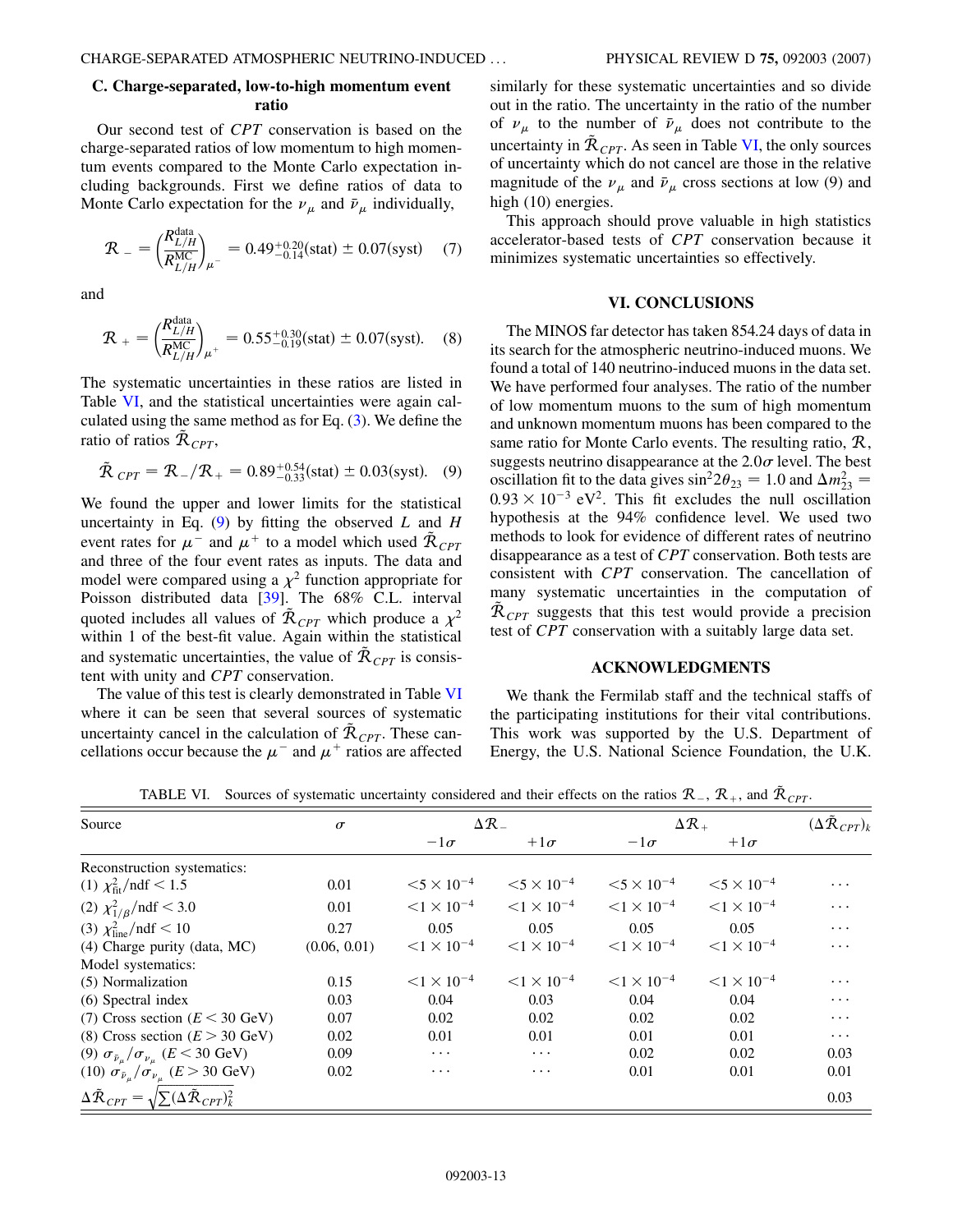### C. Charge-separated, low-to-high momentum event ratio

Our second test of *CPT* conservation is based on the charge-separated ratios of low momentum to high momentum events compared to the Monte Carlo expectation including backgrounds. First we define ratios of data to Monte Carlo expectation for the $\nu_\mu$ and $\bar{\nu}_\mu$ individually,

$$\mathcal{R}_- = \left(\frac{R^{\text{data}}_{L/H}}{R^{\text{MC}}_{L/H}}\right)_{\mu^-} = 0.49^{+0.20}_{-0.14}(\text{stat}) \pm 0.07(\text{syst}) \quad (7)$$

and

$$\mathcal{R}_+ = \left(\frac{R^{\text{data}}_{L/H}}{R^{\text{MC}}_{L/H}}\right)_{\mu^+} = 0.55^{+0.30}_{-0.19}(\text{stat}) \pm 0.07(\text{syst}). \quad (8)$$

The systematic uncertainties in these ratios are listed in Table VI, and the statistical uncertainties were again calculated using the same method as for Eq. (3). We define the ratio of ratios $\tilde{\mathcal{R}}_{CPT}$,

$$\tilde{\mathcal{R}}_{CPT} = \mathcal{R}_-/\mathcal{R}_+ = 0.89^{+0.54}_{-0.33}(\text{stat}) \pm 0.03(\text{syst}). \quad (9)$$

We found the upper and lower limits for the statistical uncertainty in Eq. (9) by fitting the observed $L$ and $H$ event rates for $\mu^-$ and $\mu^+$ to a model which used $\tilde{\mathcal{R}}_{CPT}$ and three of the four event rates as inputs. The data and model were compared using a $\chi^2$ function appropriate for Poisson distributed data [39]. The 68% C.L. interval quoted includes all values of $\tilde{\mathcal{R}}_{CPT}$ which produce a $\chi^2$ within 1 of the best-fit value. Again within the statistical and systematic uncertainties, the value of $\tilde{\mathcal{R}}_{CPT}$ is consistent with unity and *CPT* conservation.

The value of this test is clearly demonstrated in Table VI where it can be seen that several sources of systematic uncertainty cancel in the calculation of $\tilde{\mathcal{R}}_{CPT}$. These cancellations occur because the $\mu^-$ and $\mu^+$ ratios are affected similarly for these systematic uncertainties and so divide out in the ratio. The uncertainty in the ratio of the number of $\nu_\mu$ to the number of $\bar{\nu}_\mu$ does not contribute to the uncertainty in $\tilde{\mathcal{R}}_{CPT}$. As seen in Table VI, the only sources of uncertainty which do not cancel are those in the relative magnitude of the $\nu_\mu$ and $\bar{\nu}_\mu$ cross sections at low (9) and high (10) energies.

This approach should prove valuable in high statistics accelerator-based tests of *CPT* conservation because it minimizes systematic uncertainties so effectively.

## VI. CONCLUSIONS

The MINOS far detector has taken 854.24 days of data in its search for the atmospheric neutrino-induced muons. We found a total of 140 neutrino-induced muons in the data set. We have performed four analyses. The ratio of the number of low momentum muons to the sum of high momentum and unknown momentum muons has been compared to the same ratio for Monte Carlo events. The resulting ratio, $\mathcal{R}$, suggests neutrino disappearance at the $2.0\sigma$ level. The best oscillation fit to the data gives $\sin^2 2\theta_{23} = 1.0$ and $\Delta m^2_{23} = 0.93 \times 10^{-3}\ \text{eV}^2$. This fit excludes the null oscillation hypothesis at the 94% confidence level. We used two methods to look for evidence of different rates of neutrino disappearance as a test of *CPT* conservation. Both tests are consistent with *CPT* conservation. The cancellation of many systematic uncertainties in the computation of $\tilde{\mathcal{R}}_{CPT}$ suggests that this test would provide a precision test of *CPT* conservation with a suitably large data set.

## ACKNOWLEDGMENTS

We thank the Fermilab staff and the technical staffs of the participating institutions for their vital contributions. This work was supported by the U.S. Department of Energy, the U.S. National Science Foundation, the U.K.

TABLE VI. Sources of systematic uncertainty considered and their effects on the ratios $\mathcal{R}_-$, $\mathcal{R}_+$, and $\tilde{\mathcal{R}}_{CPT}$.

| Source | $\sigma$ | $\Delta\mathcal{R}_-$ | | $\Delta\mathcal{R}_+$ | | $(\Delta\tilde{\mathcal{R}}_{CPT})_k$ |
|---|---|---|---|---|---|---|
| | | $-1\sigma$ | $+1\sigma$ | $-1\sigma$ | $+1\sigma$ | |
| Reconstruction systematics: | | | | | | |
| (1) $\chi^2_{\text{fit}}/\text{ndf} < 1.5$ | 0.01 | $<5 \times 10^{-4}$ | $<5 \times 10^{-4}$ | $<5 \times 10^{-4}$ | $<5 \times 10^{-4}$ | ⋯ |
| (2) $\chi^2_{1/\beta}/\text{ndf} < 3.0$ | 0.01 | $<1 \times 10^{-4}$ | $<1 \times 10^{-4}$ | $<1 \times 10^{-4}$ | $<1 \times 10^{-4}$ | ⋯ |
| (3) $\chi^2_{\text{line}}/\text{ndf} < 10$ | 0.27 | 0.05 | 0.05 | 0.05 | 0.05 | ⋯ |
| (4) Charge purity (data, MC) | (0.06, 0.01) | $<1 \times 10^{-4}$ | $<1 \times 10^{-4}$ | $<1 \times 10^{-4}$ | $<1 \times 10^{-4}$ | ⋯ |
| Model systematics: | | | | | | |
| (5) Normalization | 0.15 | $<1 \times 10^{-4}$ | $<1 \times 10^{-4}$ | $<1 \times 10^{-4}$ | $<1 \times 10^{-4}$ | ⋯ |
| (6) Spectral index | 0.03 | 0.04 | 0.03 | 0.04 | 0.04 | ⋯ |
| (7) Cross section ($E < 30$ GeV) | 0.07 | 0.02 | 0.02 | 0.02 | 0.02 | ⋯ |
| (8) Cross section ($E > 30$ GeV) | 0.02 | 0.01 | 0.01 | 0.01 | 0.01 | ⋯ |
| (9) $\sigma_{\bar{\nu}_\mu}/\sigma_{\nu_\mu}$ ($E < 30$ GeV) | 0.09 | ⋯ | ⋯ | 0.02 | 0.02 | 0.03 |
| (10) $\sigma_{\bar{\nu}_\mu}/\sigma_{\nu_\mu}$ ($E > 30$ GeV) | 0.02 | ⋯ | ⋯ | 0.01 | 0.01 | 0.01 |
| $\Delta\tilde{\mathcal{R}}_{CPT} = \sqrt{\sum(\Delta\tilde{\mathcal{R}}_{CPT})^2_k}$ | | | | | | 0.03 |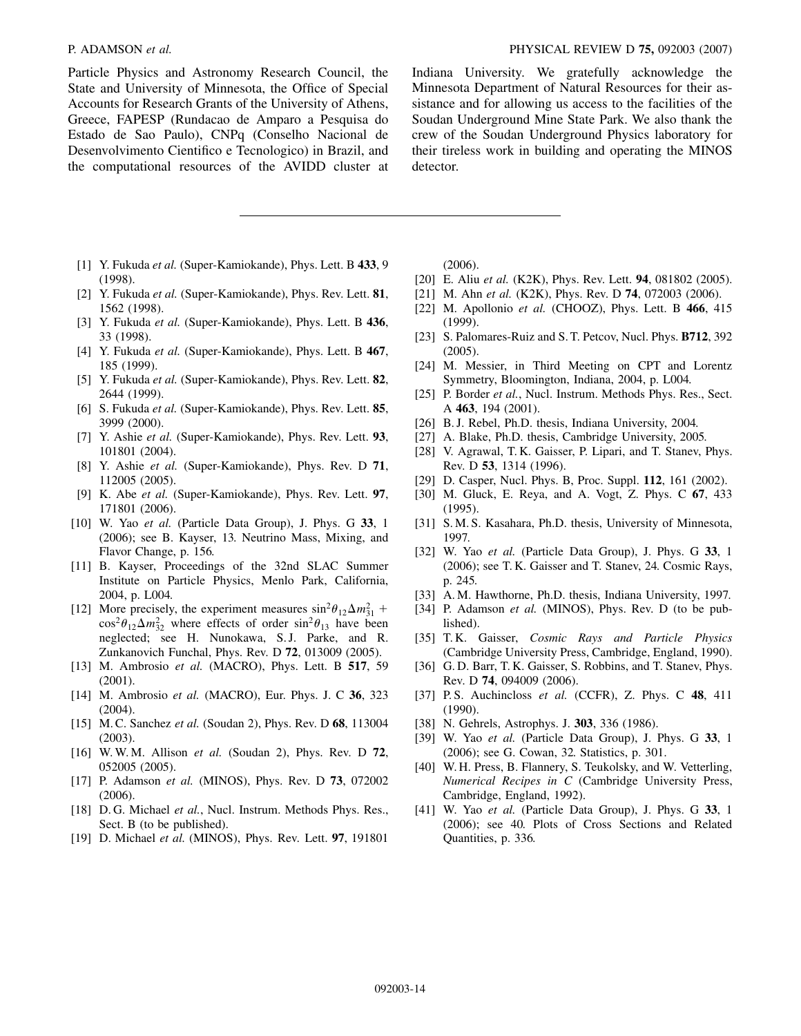Particle Physics and Astronomy Research Council, the State and University of Minnesota, the Office of Special Accounts for Research Grants of the University of Athens, Greece, FAPESP (Rundacao de Amparo a Pesquisa do Estado de Sao Paulo), CNPq (Conselho Nacional de Desenvolvimento Cientifico e Tecnologico) in Brazil, and the computational resources of the AVIDD cluster at Indiana University. We gratefully acknowledge the Minnesota Department of Natural Resources for their assistance and for allowing us access to the facilities of the Soudan Underground Mine State Park. We also thank the crew of the Soudan Underground Physics laboratory for their tireless work in building and operating the MINOS detector.

---

[1] Y. Fukuda *et al.* (Super-Kamiokande), Phys. Lett. B **433**, 9 (1998).

[2] Y. Fukuda *et al.* (Super-Kamiokande), Phys. Rev. Lett. **81**, 1562 (1998).

[3] Y. Fukuda *et al.* (Super-Kamiokande), Phys. Lett. B **436**, 33 (1998).

[4] Y. Fukuda *et al.* (Super-Kamiokande), Phys. Lett. B **467**, 185 (1999).

[5] Y. Fukuda *et al.* (Super-Kamiokande), Phys. Rev. Lett. **82**, 2644 (1999).

[6] S. Fukuda *et al.* (Super-Kamiokande), Phys. Rev. Lett. **85**, 3999 (2000).

[7] Y. Ashie *et al.* (Super-Kamiokande), Phys. Rev. Lett. **93**, 101801 (2004).

[8] Y. Ashie *et al.* (Super-Kamiokande), Phys. Rev. D **71**, 112005 (2005).

[9] K. Abe *et al.* (Super-Kamiokande), Phys. Rev. Lett. **97**, 171801 (2006).

[10] W. Yao *et al.* (Particle Data Group), J. Phys. G **33**, 1 (2006); see B. Kayser, 13. Neutrino Mass, Mixing, and Flavor Change, p. 156.

[11] B. Kayser, Proceedings of the 32nd SLAC Summer Institute on Particle Physics, Menlo Park, California, 2004, p. L004.

[12] More precisely, the experiment measures $\sin^2\theta_{12}\Delta m^2_{31} + \cos^2\theta_{12}\Delta m^2_{32}$ where effects of order $\sin^2\theta_{13}$ have been neglected; see H. Nunokawa, S.J. Parke, and R. Zunkanovich Funchal, Phys. Rev. D **72**, 013009 (2005).

[13] M. Ambrosio *et al.* (MACRO), Phys. Lett. B **517**, 59 (2001).

[14] M. Ambrosio *et al.* (MACRO), Eur. Phys. J. C **36**, 323 (2004).

[15] M. C. Sanchez *et al.* (Soudan 2), Phys. Rev. D **68**, 113004 (2003).

[16] W. W. M. Allison *et al.* (Soudan 2), Phys. Rev. D **72**, 052005 (2005).

[17] P. Adamson *et al.* (MINOS), Phys. Rev. D **73**, 072002 (2006).

[18] D. G. Michael *et al.*, Nucl. Instrum. Methods Phys. Res., Sect. B (to be published).

[19] D. Michael *et al.* (MINOS), Phys. Rev. Lett. **97**, 191801 (2006).

[20] E. Aliu *et al.* (K2K), Phys. Rev. Lett. **94**, 081802 (2005).

[21] M. Ahn *et al.* (K2K), Phys. Rev. D **74**, 072003 (2006).

[22] M. Apollonio *et al.* (CHOOZ), Phys. Lett. B **466**, 415 (1999).

[23] S. Palomares-Ruiz and S. T. Petcov, Nucl. Phys. **B712**, 392 (2005).

[24] M. Messier, in Third Meeting on CPT and Lorentz Symmetry, Bloomington, Indiana, 2004, p. L004.

[25] P. Border *et al.*, Nucl. Instrum. Methods Phys. Res., Sect. A **463**, 194 (2001).

[26] B. J. Rebel, Ph.D. thesis, Indiana University, 2004.

[27] A. Blake, Ph.D. thesis, Cambridge University, 2005.

[28] V. Agrawal, T. K. Gaisser, P. Lipari, and T. Stanev, Phys. Rev. D **53**, 1314 (1996).

[29] D. Casper, Nucl. Phys. B, Proc. Suppl. **112**, 161 (2002).

[30] M. Gluck, E. Reya, and A. Vogt, Z. Phys. C **67**, 433 (1995).

[31] S. M. S. Kasahara, Ph.D. thesis, University of Minnesota, 1997.

[32] W. Yao *et al.* (Particle Data Group), J. Phys. G **33**, 1 (2006); see T. K. Gaisser and T. Stanev, 24. Cosmic Rays, p. 245.

[33] A. M. Hawthorne, Ph.D. thesis, Indiana University, 1997.

[34] P. Adamson *et al.* (MINOS), Phys. Rev. D (to be published).

[35] T. K. Gaisser, *Cosmic Rays and Particle Physics* (Cambridge University Press, Cambridge, England, 1990).

[36] G. D. Barr, T. K. Gaisser, S. Robbins, and T. Stanev, Phys. Rev. D **74**, 094009 (2006).

[37] P. S. Auchincloss *et al.* (CCFR), Z. Phys. C **48**, 411 (1990).

[38] N. Gehrels, Astrophys. J. **303**, 336 (1986).

[39] W. Yao *et al.* (Particle Data Group), J. Phys. G **33**, 1 (2006); see G. Cowan, 32. Statistics, p. 301.

[40] W. H. Press, B. Flannery, S. Teukolsky, and W. Vetterling, *Numerical Recipes in C* (Cambridge University Press, Cambridge, England, 1992).

[41] W. Yao *et al.* (Particle Data Group), J. Phys. G **33**, 1 (2006); see 40. Plots of Cross Sections and Related Quantities, p. 336.